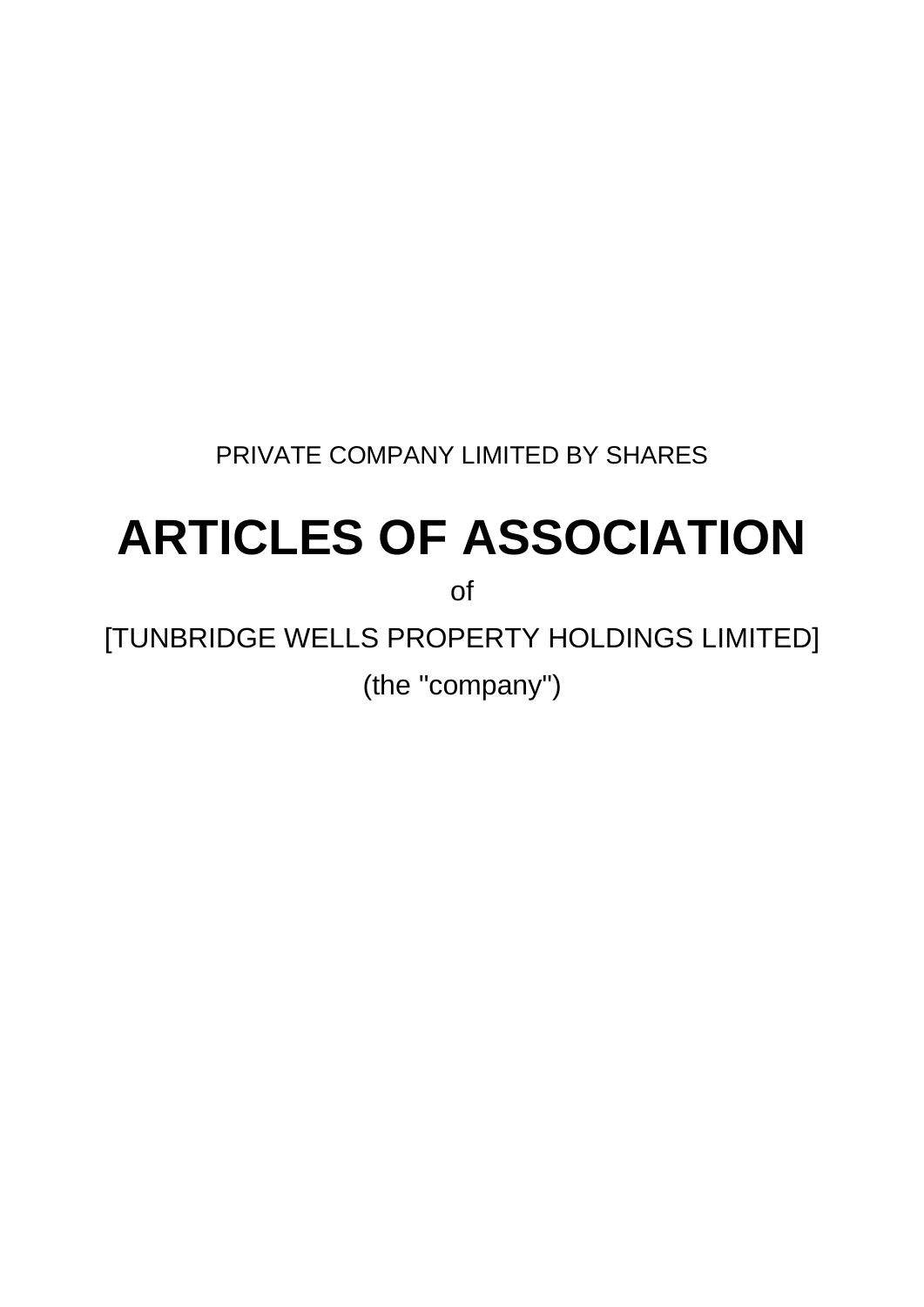PRIVATE COMPANY LIMITED BY SHARES

# ARTICLES OF ASSOCIATION

of

[TUNBRIDGE WELLS PROPERTY HOLDINGS LIMITED]

(the "company")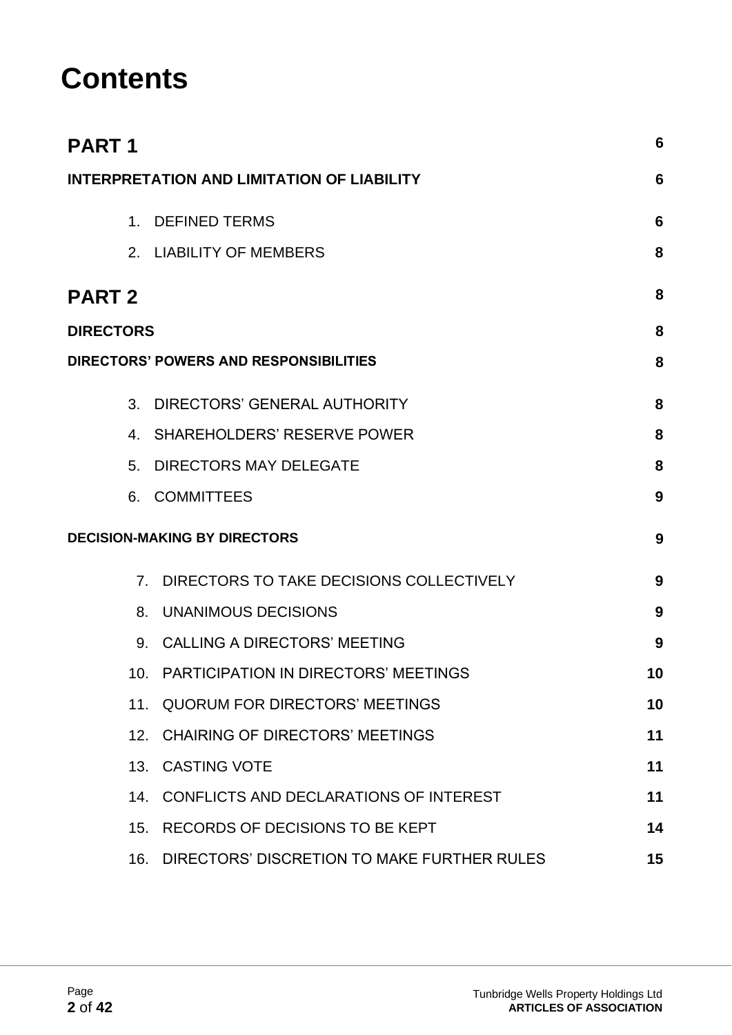# Contents

| | |
|---|---|
| **PART 1** | **6** |
| **INTERPRETATION AND LIMITATION OF LIABILITY** | **6** |
| 1. DEFINED TERMS | **6** |
| 2. LIABILITY OF MEMBERS | **8** |
| **PART 2** | **8** |
| **DIRECTORS** | **8** |
| **DIRECTORS' POWERS AND RESPONSIBILITIES** | **8** |
| 3. DIRECTORS' GENERAL AUTHORITY | **8** |
| 4. SHAREHOLDERS' RESERVE POWER | **8** |
| 5. DIRECTORS MAY DELEGATE | **8** |
| 6. COMMITTEES | **9** |
| **DECISION-MAKING BY DIRECTORS** | **9** |
| 7. DIRECTORS TO TAKE DECISIONS COLLECTIVELY | **9** |
| 8. UNANIMOUS DECISIONS | **9** |
| 9. CALLING A DIRECTORS' MEETING | **9** |
| 10. PARTICIPATION IN DIRECTORS' MEETINGS | **10** |
| 11. QUORUM FOR DIRECTORS' MEETINGS | **10** |
| 12. CHAIRING OF DIRECTORS' MEETINGS | **11** |
| 13. CASTING VOTE | **11** |
| 14. CONFLICTS AND DECLARATIONS OF INTEREST | **11** |
| 15. RECORDS OF DECISIONS TO BE KEPT | **14** |
| 16. DIRECTORS' DISCRETION TO MAKE FURTHER RULES | **15** |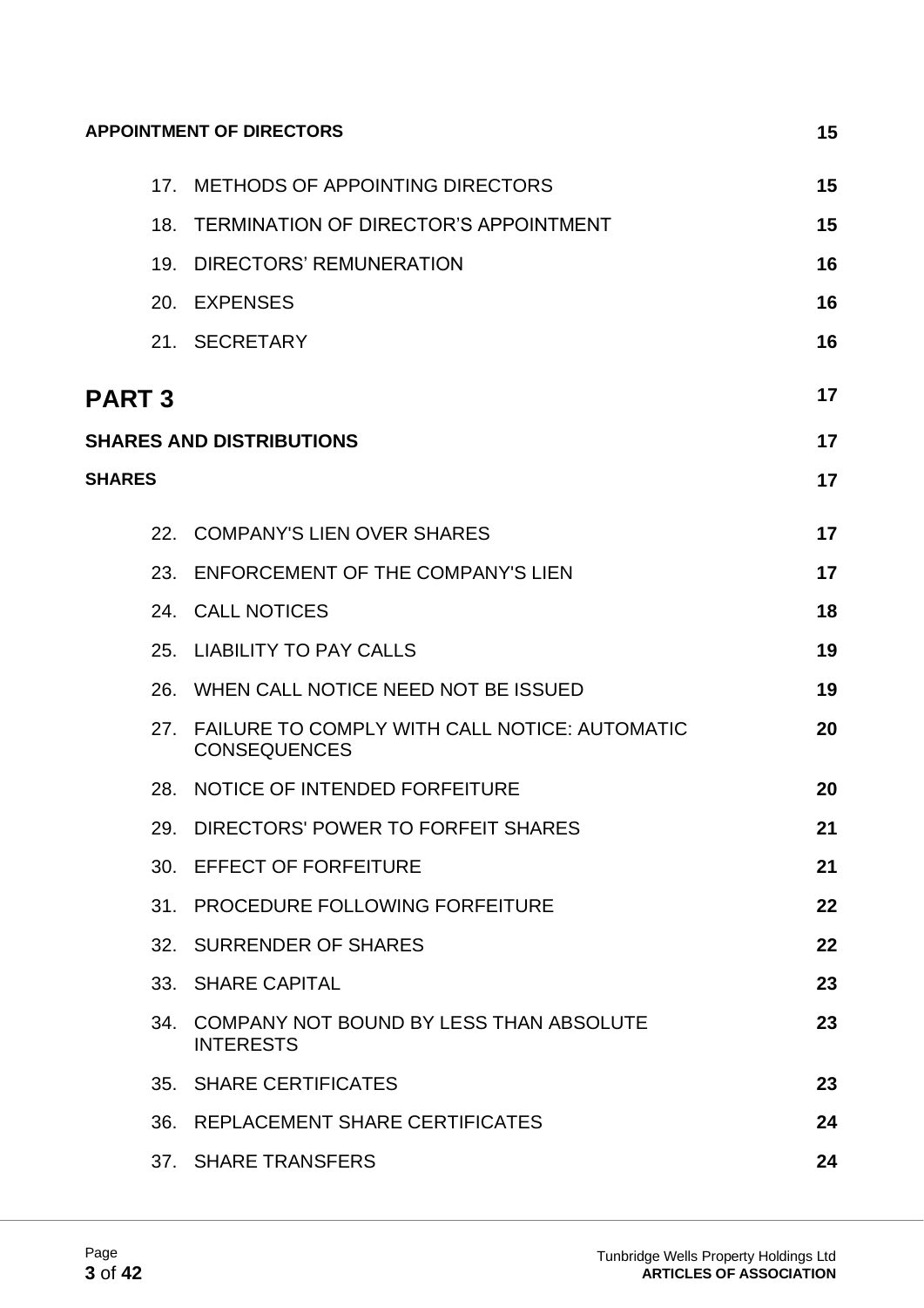| | | |
|---|---|---|
| **APPOINTMENT OF DIRECTORS** | | **15** |
| 17. | METHODS OF APPOINTING DIRECTORS | **15** |
| 18. | TERMINATION OF DIRECTOR'S APPOINTMENT | **15** |
| 19. | DIRECTORS' REMUNERATION | **16** |
| 20. | EXPENSES | **16** |
| 21. | SECRETARY | **16** |
| **PART 3** | | **17** |
| **SHARES AND DISTRIBUTIONS** | | **17** |
| **SHARES** | | **17** |
| 22. | COMPANY'S LIEN OVER SHARES | **17** |
| 23. | ENFORCEMENT OF THE COMPANY'S LIEN | **17** |
| 24. | CALL NOTICES | **18** |
| 25. | LIABILITY TO PAY CALLS | **19** |
| 26. | WHEN CALL NOTICE NEED NOT BE ISSUED | **19** |
| 27. | FAILURE TO COMPLY WITH CALL NOTICE: AUTOMATIC CONSEQUENCES | **20** |
| 28. | NOTICE OF INTENDED FORFEITURE | **20** |
| 29. | DIRECTORS' POWER TO FORFEIT SHARES | **21** |
| 30. | EFFECT OF FORFEITURE | **21** |
| 31. | PROCEDURE FOLLOWING FORFEITURE | **22** |
| 32. | SURRENDER OF SHARES | **22** |
| 33. | SHARE CAPITAL | **23** |
| 34. | COMPANY NOT BOUND BY LESS THAN ABSOLUTE INTERESTS | **23** |
| 35. | SHARE CERTIFICATES | **23** |
| 36. | REPLACEMENT SHARE CERTIFICATES | **24** |
| 37. | SHARE TRANSFERS | **24** |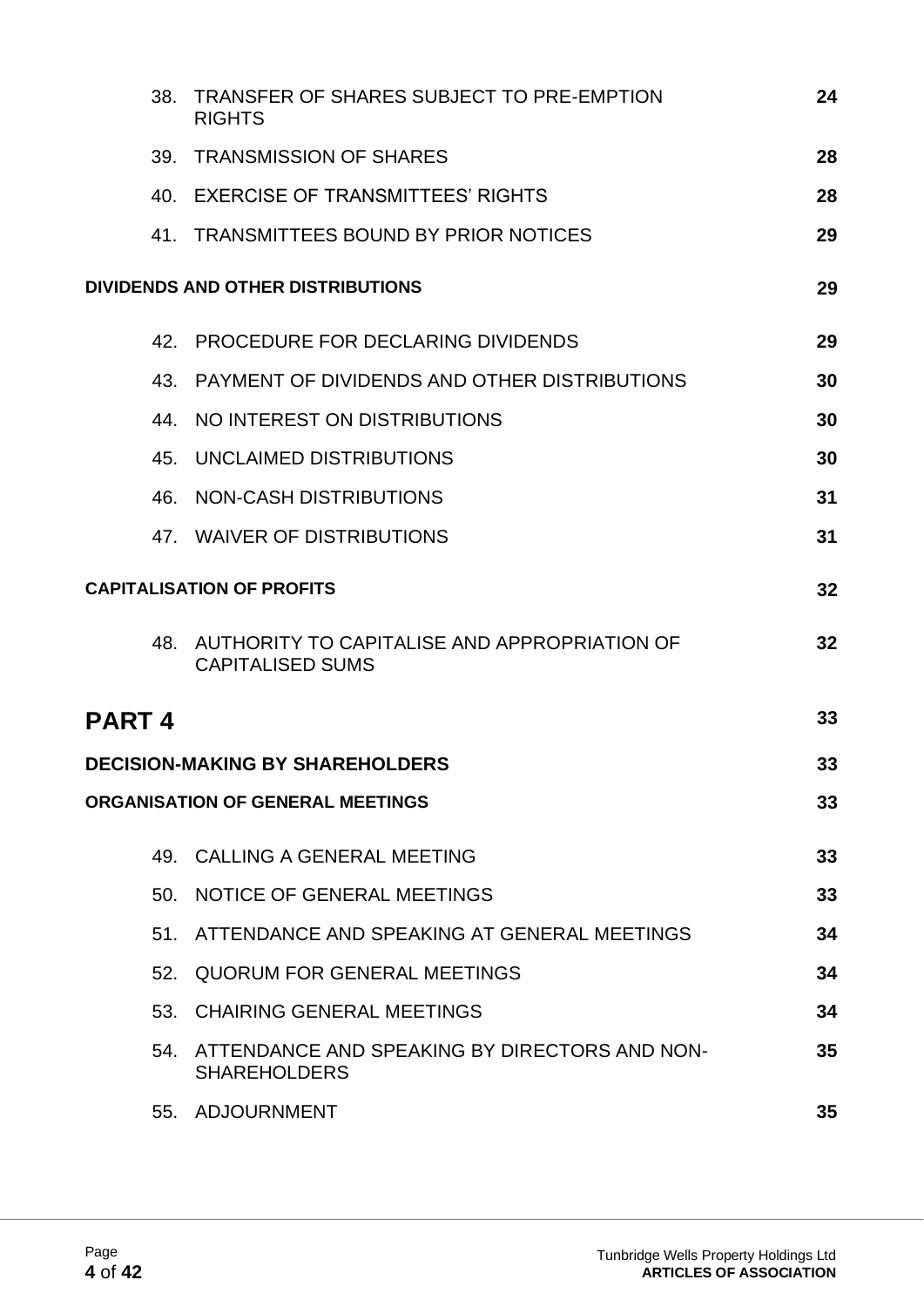| | | |
|---|---|---|
| 38. | TRANSFER OF SHARES SUBJECT TO PRE-EMPTION RIGHTS | **24** |
| 39. | TRANSMISSION OF SHARES | **28** |
| 40. | EXERCISE OF TRANSMITTEES' RIGHTS | **28** |
| 41. | TRANSMITTEES BOUND BY PRIOR NOTICES | **29** |

**DIVIDENDS AND OTHER DISTRIBUTIONS** **29**

| | | |
|---|---|---|
| 42. | PROCEDURE FOR DECLARING DIVIDENDS | **29** |
| 43. | PAYMENT OF DIVIDENDS AND OTHER DISTRIBUTIONS | **30** |
| 44. | NO INTEREST ON DISTRIBUTIONS | **30** |
| 45. | UNCLAIMED DISTRIBUTIONS | **30** |
| 46. | NON-CASH DISTRIBUTIONS | **31** |
| 47. | WAIVER OF DISTRIBUTIONS | **31** |

**CAPITALISATION OF PROFITS** **32**

| | | |
|---|---|---|
| 48. | AUTHORITY TO CAPITALISE AND APPROPRIATION OF CAPITALISED SUMS | **32** |

# PART 4 **33**

**DECISION-MAKING BY SHAREHOLDERS** **33**

**ORGANISATION OF GENERAL MEETINGS** **33**

| | | |
|---|---|---|
| 49. | CALLING A GENERAL MEETING | **33** |
| 50. | NOTICE OF GENERAL MEETINGS | **33** |
| 51. | ATTENDANCE AND SPEAKING AT GENERAL MEETINGS | **34** |
| 52. | QUORUM FOR GENERAL MEETINGS | **34** |
| 53. | CHAIRING GENERAL MEETINGS | **34** |
| 54. | ATTENDANCE AND SPEAKING BY DIRECTORS AND NON-SHAREHOLDERS | **35** |
| 55. | ADJOURNMENT | **35** |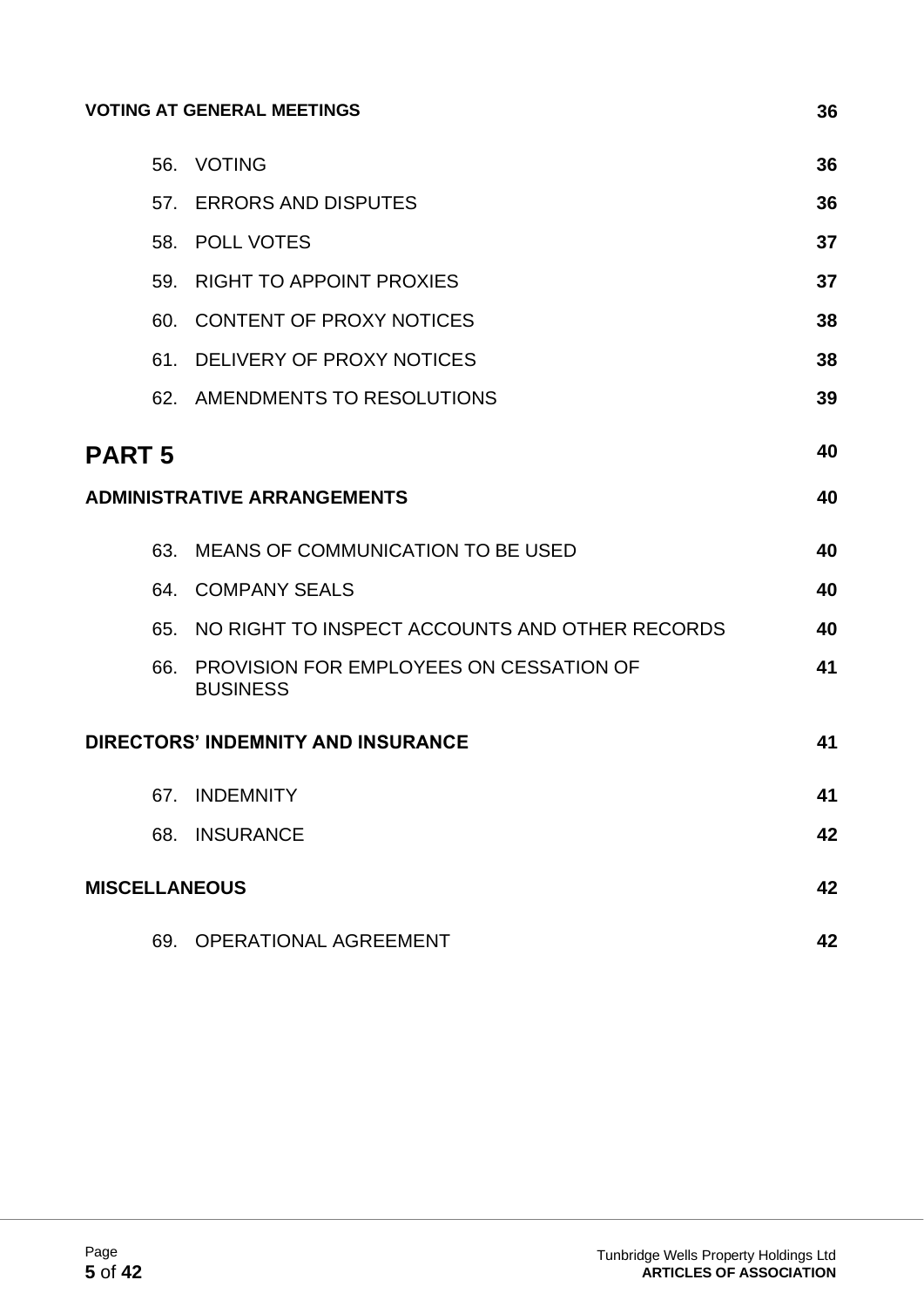**VOTING AT GENERAL MEETINGS** **36**

56. VOTING **36**
57. ERRORS AND DISPUTES **36**
58. POLL VOTES **37**
59. RIGHT TO APPOINT PROXIES **37**
60. CONTENT OF PROXY NOTICES **38**
61. DELIVERY OF PROXY NOTICES **38**
62. AMENDMENTS TO RESOLUTIONS **39**

# PART 5 **40**

**ADMINISTRATIVE ARRANGEMENTS** **40**

63. MEANS OF COMMUNICATION TO BE USED **40**
64. COMPANY SEALS **40**
65. NO RIGHT TO INSPECT ACCOUNTS AND OTHER RECORDS **40**
66. PROVISION FOR EMPLOYEES ON CESSATION OF BUSINESS **41**

**DIRECTORS' INDEMNITY AND INSURANCE** **41**

67. INDEMNITY **41**
68. INSURANCE **42**

**MISCELLANEOUS** **42**

69. OPERATIONAL AGREEMENT **42**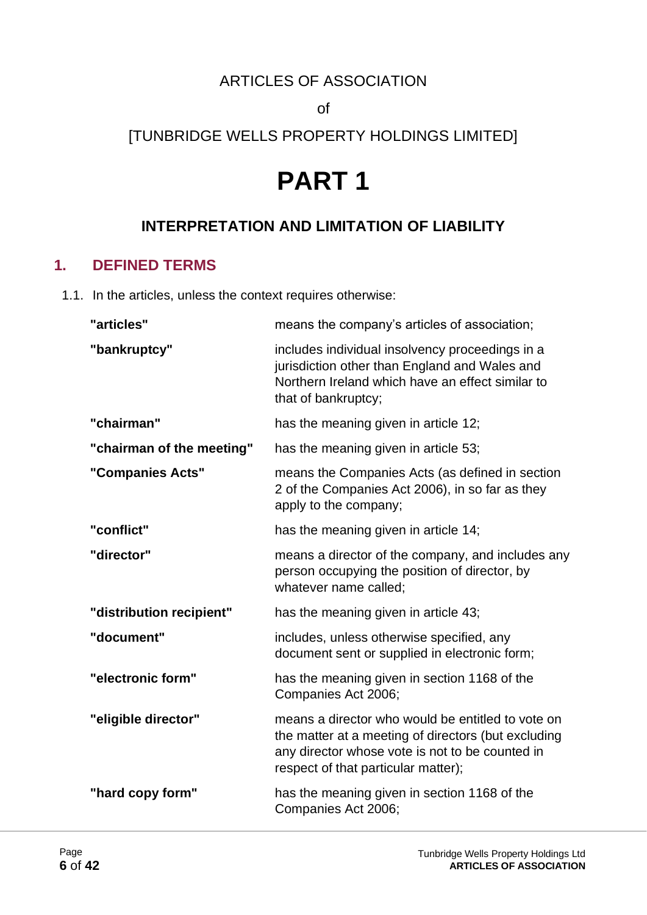ARTICLES OF ASSOCIATION

of

[TUNBRIDGE WELLS PROPERTY HOLDINGS LIMITED]

# PART 1

## INTERPRETATION AND LIMITATION OF LIABILITY

### 1. DEFINED TERMS

1.1. In the articles, unless the context requires otherwise:

| | |
|---|---|
| **"articles"** | means the company's articles of association; |
| **"bankruptcy"** | includes individual insolvency proceedings in a jurisdiction other than England and Wales and Northern Ireland which have an effect similar to that of bankruptcy; |
| **"chairman"** | has the meaning given in article 12; |
| **"chairman of the meeting"** | has the meaning given in article 53; |
| **"Companies Acts"** | means the Companies Acts (as defined in section 2 of the Companies Act 2006), in so far as they apply to the company; |
| **"conflict"** | has the meaning given in article 14; |
| **"director"** | means a director of the company, and includes any person occupying the position of director, by whatever name called; |
| **"distribution recipient"** | has the meaning given in article 43; |
| **"document"** | includes, unless otherwise specified, any document sent or supplied in electronic form; |
| **"electronic form"** | has the meaning given in section 1168 of the Companies Act 2006; |
| **"eligible director"** | means a director who would be entitled to vote on the matter at a meeting of directors (but excluding any director whose vote is not to be counted in respect of that particular matter); |
| **"hard copy form"** | has the meaning given in section 1168 of the Companies Act 2006; |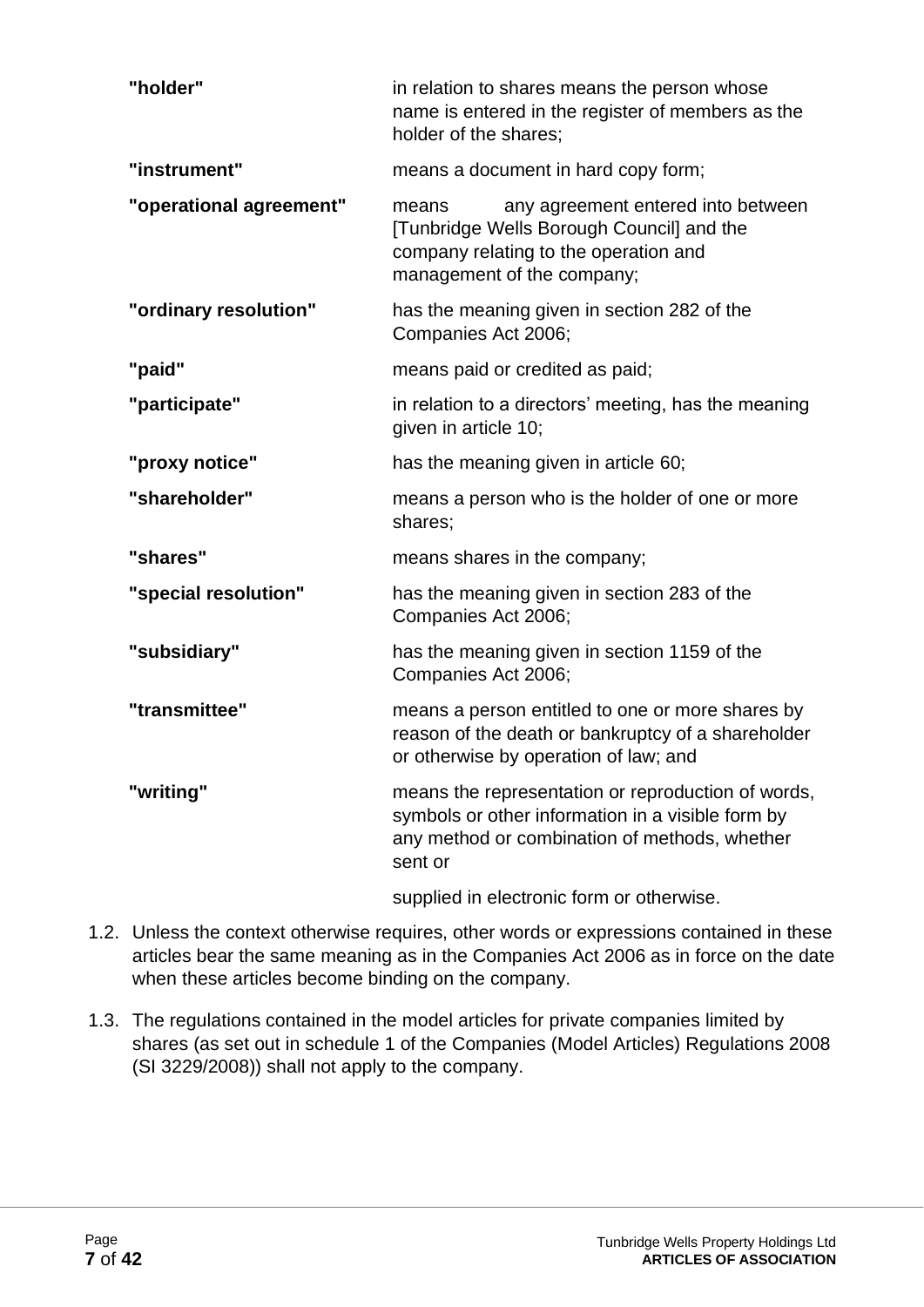| | |
|---|---|
| **"holder"** | in relation to shares means the person whose name is entered in the register of members as the holder of the shares; |
| **"instrument"** | means a document in hard copy form; |
| **"operational agreement"** | means any agreement entered into between [Tunbridge Wells Borough Council] and the company relating to the operation and management of the company; |
| **"ordinary resolution"** | has the meaning given in section 282 of the Companies Act 2006; |
| **"paid"** | means paid or credited as paid; |
| **"participate"** | in relation to a directors' meeting, has the meaning given in article 10; |
| **"proxy notice"** | has the meaning given in article 60; |
| **"shareholder"** | means a person who is the holder of one or more shares; |
| **"shares"** | means shares in the company; |
| **"special resolution"** | has the meaning given in section 283 of the Companies Act 2006; |
| **"subsidiary"** | has the meaning given in section 1159 of the Companies Act 2006; |
| **"transmittee"** | means a person entitled to one or more shares by reason of the death or bankruptcy of a shareholder or otherwise by operation of law; and |
| **"writing"** | means the representation or reproduction of words, symbols or other information in a visible form by any method or combination of methods, whether sent or supplied in electronic form or otherwise. |

1.2. Unless the context otherwise requires, other words or expressions contained in these articles bear the same meaning as in the Companies Act 2006 as in force on the date when these articles become binding on the company.

1.3. The regulations contained in the model articles for private companies limited by shares (as set out in schedule 1 of the Companies (Model Articles) Regulations 2008 (SI 3229/2008)) shall not apply to the company.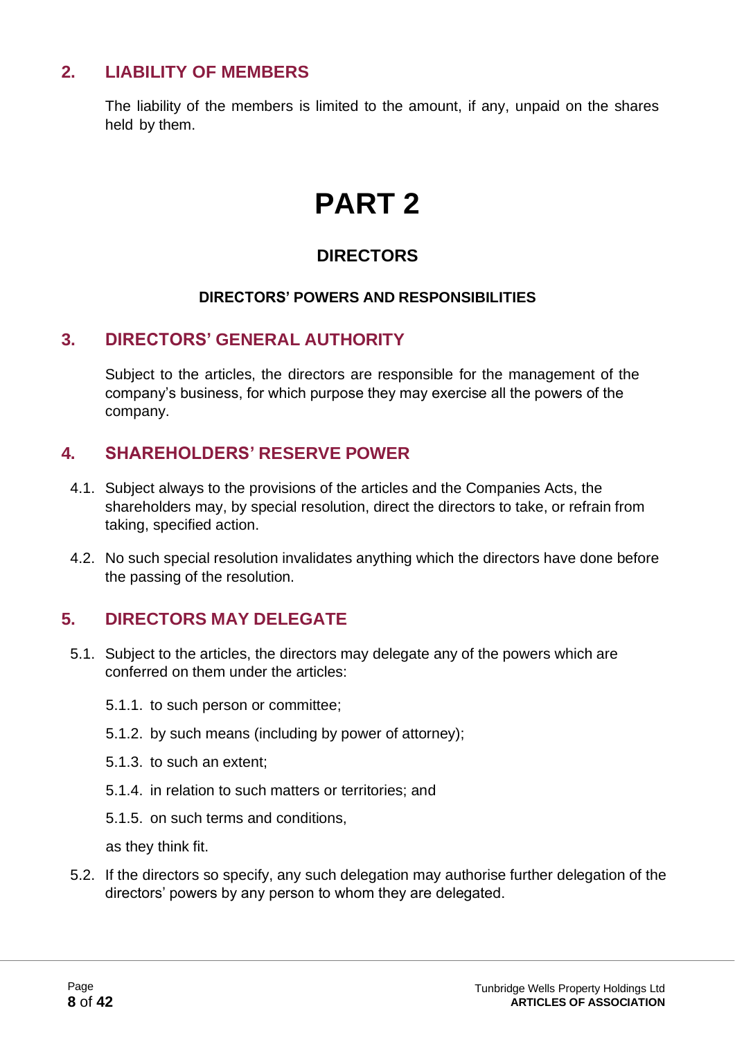## 2. LIABILITY OF MEMBERS

The liability of the members is limited to the amount, if any, unpaid on the shares held by them.

# PART 2

### DIRECTORS

#### DIRECTORS' POWERS AND RESPONSIBILITIES

## 3. DIRECTORS' GENERAL AUTHORITY

Subject to the articles, the directors are responsible for the management of the company's business, for which purpose they may exercise all the powers of the company.

## 4. SHAREHOLDERS' RESERVE POWER

4.1. Subject always to the provisions of the articles and the Companies Acts, the shareholders may, by special resolution, direct the directors to take, or refrain from taking, specified action.

4.2. No such special resolution invalidates anything which the directors have done before the passing of the resolution.

## 5. DIRECTORS MAY DELEGATE

5.1. Subject to the articles, the directors may delegate any of the powers which are conferred on them under the articles:

5.1.1. to such person or committee;

5.1.2. by such means (including by power of attorney);

5.1.3. to such an extent;

5.1.4. in relation to such matters or territories; and

5.1.5. on such terms and conditions,

as they think fit.

5.2. If the directors so specify, any such delegation may authorise further delegation of the directors' powers by any person to whom they are delegated.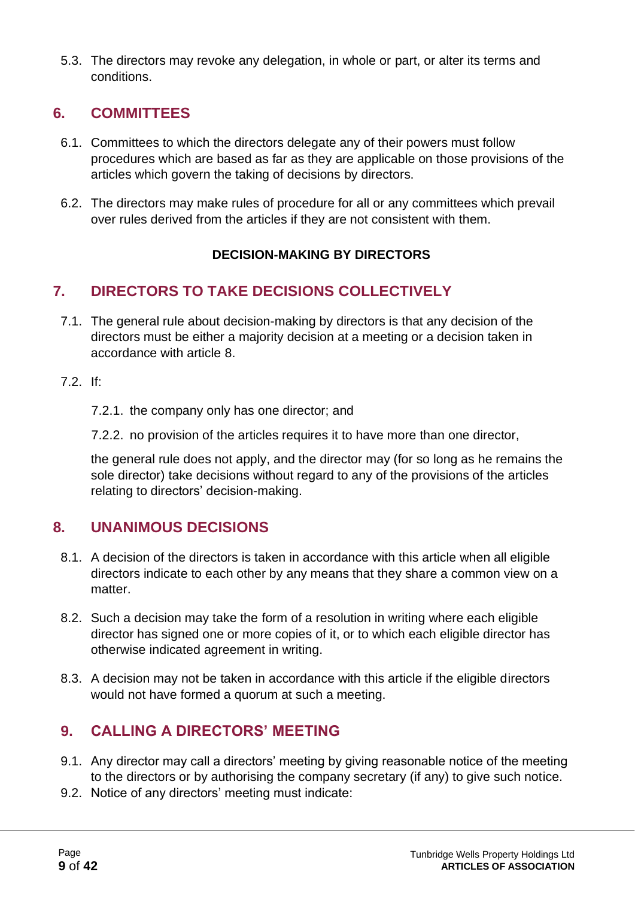5.3. The directors may revoke any delegation, in whole or part, or alter its terms and conditions.

## 6. COMMITTEES

6.1. Committees to which the directors delegate any of their powers must follow procedures which are based as far as they are applicable on those provisions of the articles which govern the taking of decisions by directors.

6.2. The directors may make rules of procedure for all or any committees which prevail over rules derived from the articles if they are not consistent with them.

**DECISION-MAKING BY DIRECTORS**

## 7. DIRECTORS TO TAKE DECISIONS COLLECTIVELY

7.1. The general rule about decision-making by directors is that any decision of the directors must be either a majority decision at a meeting or a decision taken in accordance with article 8.

7.2. If:

7.2.1. the company only has one director; and

7.2.2. no provision of the articles requires it to have more than one director,

the general rule does not apply, and the director may (for so long as he remains the sole director) take decisions without regard to any of the provisions of the articles relating to directors' decision-making.

## 8. UNANIMOUS DECISIONS

8.1. A decision of the directors is taken in accordance with this article when all eligible directors indicate to each other by any means that they share a common view on a matter.

8.2. Such a decision may take the form of a resolution in writing where each eligible director has signed one or more copies of it, or to which each eligible director has otherwise indicated agreement in writing.

8.3. A decision may not be taken in accordance with this article if the eligible directors would not have formed a quorum at such a meeting.

## 9. CALLING A DIRECTORS' MEETING

9.1. Any director may call a directors' meeting by giving reasonable notice of the meeting to the directors or by authorising the company secretary (if any) to give such notice.

9.2. Notice of any directors' meeting must indicate: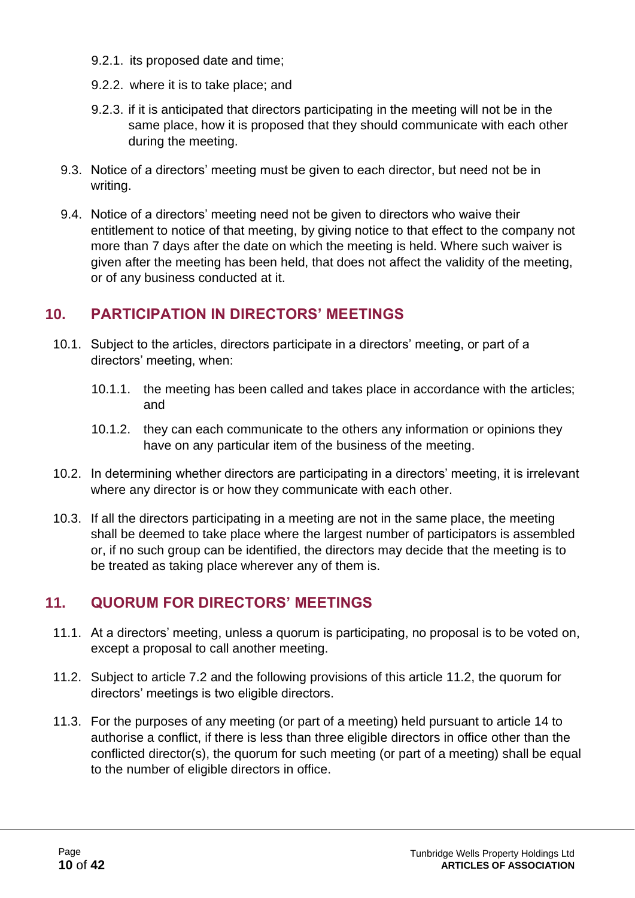9.2.1. its proposed date and time;

9.2.2. where it is to take place; and

9.2.3. if it is anticipated that directors participating in the meeting will not be in the same place, how it is proposed that they should communicate with each other during the meeting.

9.3. Notice of a directors' meeting must be given to each director, but need not be in writing.

9.4. Notice of a directors' meeting need not be given to directors who waive their entitlement to notice of that meeting, by giving notice to that effect to the company not more than 7 days after the date on which the meeting is held. Where such waiver is given after the meeting has been held, that does not affect the validity of the meeting, or of any business conducted at it.

## 10. PARTICIPATION IN DIRECTORS' MEETINGS

10.1. Subject to the articles, directors participate in a directors' meeting, or part of a directors' meeting, when:

10.1.1. the meeting has been called and takes place in accordance with the articles; and

10.1.2. they can each communicate to the others any information or opinions they have on any particular item of the business of the meeting.

10.2. In determining whether directors are participating in a directors' meeting, it is irrelevant where any director is or how they communicate with each other.

10.3. If all the directors participating in a meeting are not in the same place, the meeting shall be deemed to take place where the largest number of participators is assembled or, if no such group can be identified, the directors may decide that the meeting is to be treated as taking place wherever any of them is.

## 11. QUORUM FOR DIRECTORS' MEETINGS

11.1. At a directors' meeting, unless a quorum is participating, no proposal is to be voted on, except a proposal to call another meeting.

11.2. Subject to article 7.2 and the following provisions of this article 11.2, the quorum for directors' meetings is two eligible directors.

11.3. For the purposes of any meeting (or part of a meeting) held pursuant to article 14 to authorise a conflict, if there is less than three eligible directors in office other than the conflicted director(s), the quorum for such meeting (or part of a meeting) shall be equal to the number of eligible directors in office.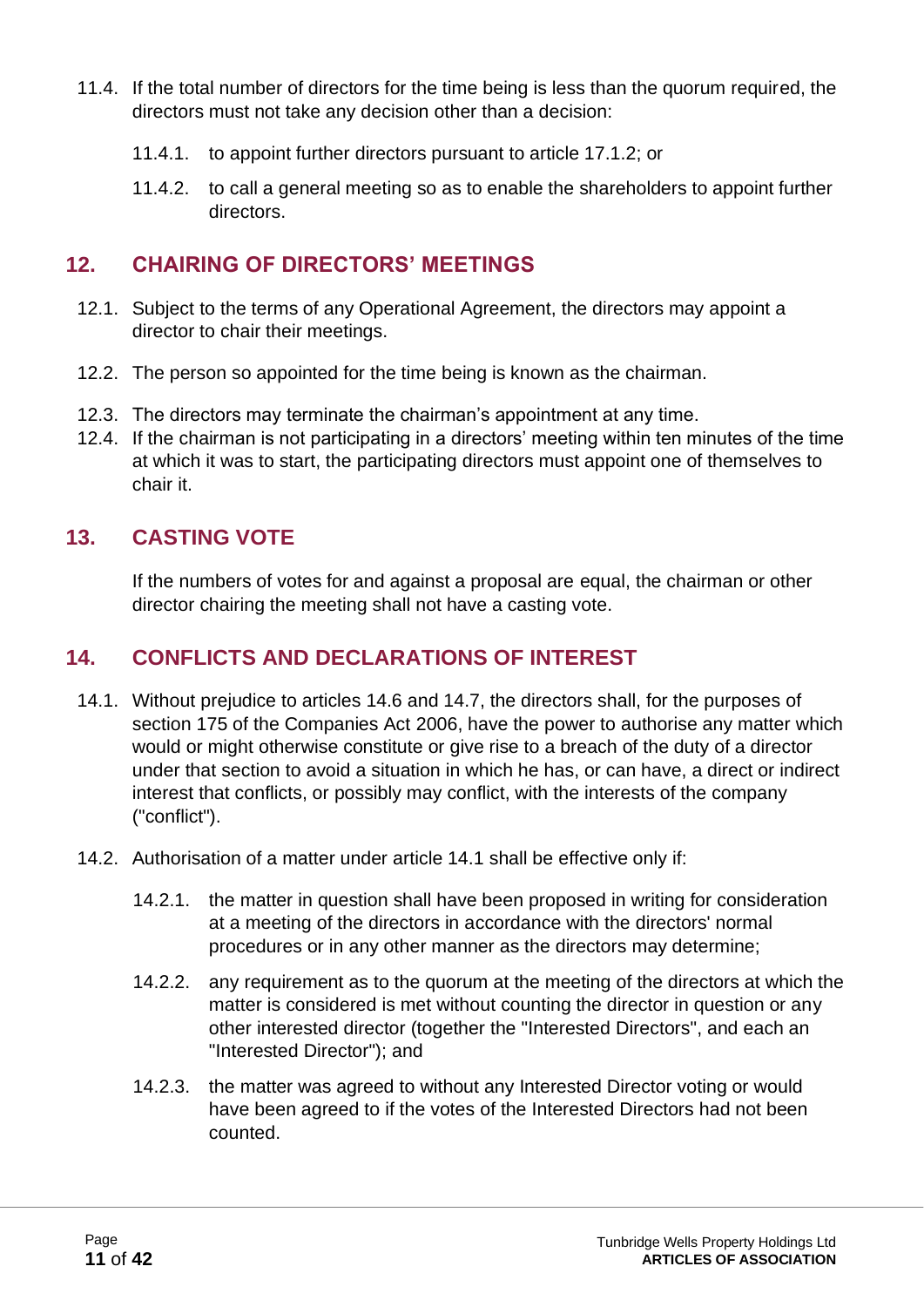11.4. If the total number of directors for the time being is less than the quorum required, the directors must not take any decision other than a decision:

11.4.1. to appoint further directors pursuant to article 17.1.2; or

11.4.2. to call a general meeting so as to enable the shareholders to appoint further directors.

## 12. CHAIRING OF DIRECTORS' MEETINGS

12.1. Subject to the terms of any Operational Agreement, the directors may appoint a director to chair their meetings.

12.2. The person so appointed for the time being is known as the chairman.

12.3. The directors may terminate the chairman's appointment at any time.

12.4. If the chairman is not participating in a directors' meeting within ten minutes of the time at which it was to start, the participating directors must appoint one of themselves to chair it.

## 13. CASTING VOTE

If the numbers of votes for and against a proposal are equal, the chairman or other director chairing the meeting shall not have a casting vote.

## 14. CONFLICTS AND DECLARATIONS OF INTEREST

14.1. Without prejudice to articles 14.6 and 14.7, the directors shall, for the purposes of section 175 of the Companies Act 2006, have the power to authorise any matter which would or might otherwise constitute or give rise to a breach of the duty of a director under that section to avoid a situation in which he has, or can have, a direct or indirect interest that conflicts, or possibly may conflict, with the interests of the company ("conflict").

14.2. Authorisation of a matter under article 14.1 shall be effective only if:

14.2.1. the matter in question shall have been proposed in writing for consideration at a meeting of the directors in accordance with the directors' normal procedures or in any other manner as the directors may determine;

14.2.2. any requirement as to the quorum at the meeting of the directors at which the matter is considered is met without counting the director in question or any other interested director (together the "Interested Directors", and each an "Interested Director"); and

14.2.3. the matter was agreed to without any Interested Director voting or would have been agreed to if the votes of the Interested Directors had not been counted.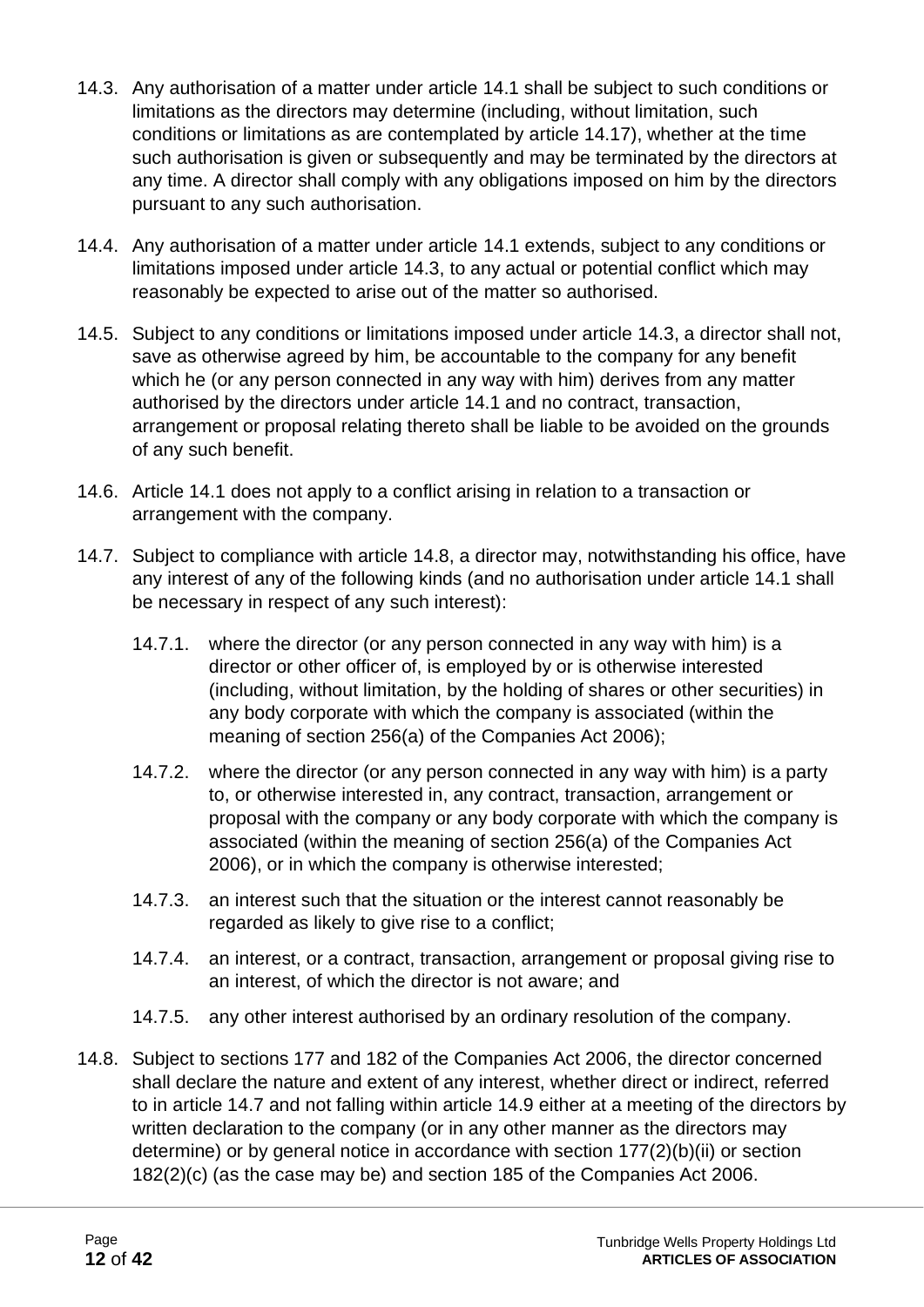14.3. Any authorisation of a matter under article 14.1 shall be subject to such conditions or limitations as the directors may determine (including, without limitation, such conditions or limitations as are contemplated by article 14.17), whether at the time such authorisation is given or subsequently and may be terminated by the directors at any time. A director shall comply with any obligations imposed on him by the directors pursuant to any such authorisation.

14.4. Any authorisation of a matter under article 14.1 extends, subject to any conditions or limitations imposed under article 14.3, to any actual or potential conflict which may reasonably be expected to arise out of the matter so authorised.

14.5. Subject to any conditions or limitations imposed under article 14.3, a director shall not, save as otherwise agreed by him, be accountable to the company for any benefit which he (or any person connected in any way with him) derives from any matter authorised by the directors under article 14.1 and no contract, transaction, arrangement or proposal relating thereto shall be liable to be avoided on the grounds of any such benefit.

14.6. Article 14.1 does not apply to a conflict arising in relation to a transaction or arrangement with the company.

14.7. Subject to compliance with article 14.8, a director may, notwithstanding his office, have any interest of any of the following kinds (and no authorisation under article 14.1 shall be necessary in respect of any such interest):

   14.7.1. where the director (or any person connected in any way with him) is a director or other officer of, is employed by or is otherwise interested (including, without limitation, by the holding of shares or other securities) in any body corporate with which the company is associated (within the meaning of section 256(a) of the Companies Act 2006);

   14.7.2. where the director (or any person connected in any way with him) is a party to, or otherwise interested in, any contract, transaction, arrangement or proposal with the company or any body corporate with which the company is associated (within the meaning of section 256(a) of the Companies Act 2006), or in which the company is otherwise interested;

   14.7.3. an interest such that the situation or the interest cannot reasonably be regarded as likely to give rise to a conflict;

   14.7.4. an interest, or a contract, transaction, arrangement or proposal giving rise to an interest, of which the director is not aware; and

   14.7.5. any other interest authorised by an ordinary resolution of the company.

14.8. Subject to sections 177 and 182 of the Companies Act 2006, the director concerned shall declare the nature and extent of any interest, whether direct or indirect, referred to in article 14.7 and not falling within article 14.9 either at a meeting of the directors by written declaration to the company (or in any other manner as the directors may determine) or by general notice in accordance with section 177(2)(b)(ii) or section 182(2)(c) (as the case may be) and section 185 of the Companies Act 2006.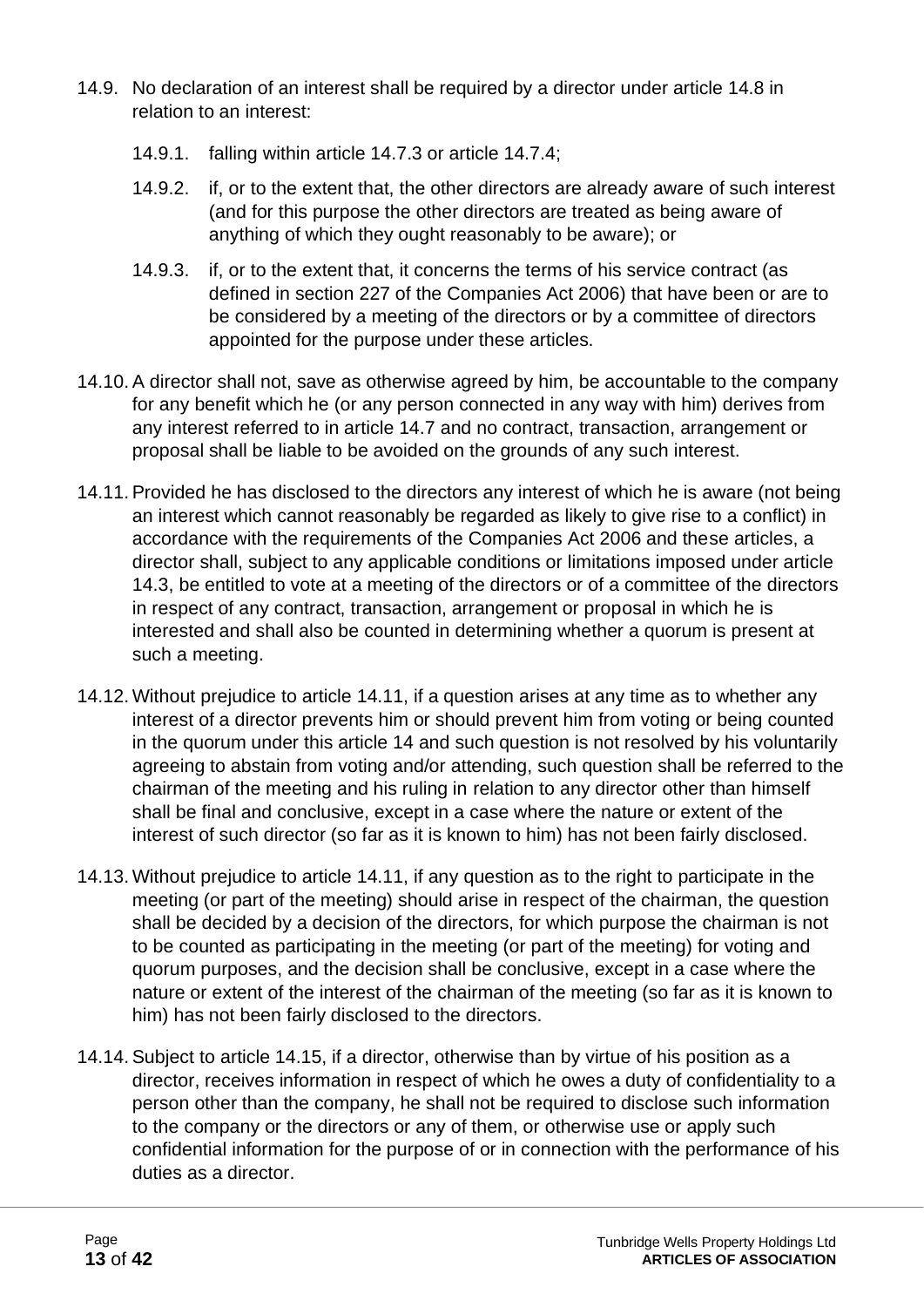14.9. No declaration of an interest shall be required by a director under article 14.8 in relation to an interest:

  14.9.1. falling within article 14.7.3 or article 14.7.4;

  14.9.2. if, or to the extent that, the other directors are already aware of such interest (and for this purpose the other directors are treated as being aware of anything of which they ought reasonably to be aware); or

  14.9.3. if, or to the extent that, it concerns the terms of his service contract (as defined in section 227 of the Companies Act 2006) that have been or are to be considered by a meeting of the directors or by a committee of directors appointed for the purpose under these articles.

14.10. A director shall not, save as otherwise agreed by him, be accountable to the company for any benefit which he (or any person connected in any way with him) derives from any interest referred to in article 14.7 and no contract, transaction, arrangement or proposal shall be liable to be avoided on the grounds of any such interest.

14.11. Provided he has disclosed to the directors any interest of which he is aware (not being an interest which cannot reasonably be regarded as likely to give rise to a conflict) in accordance with the requirements of the Companies Act 2006 and these articles, a director shall, subject to any applicable conditions or limitations imposed under article 14.3, be entitled to vote at a meeting of the directors or of a committee of the directors in respect of any contract, transaction, arrangement or proposal in which he is interested and shall also be counted in determining whether a quorum is present at such a meeting.

14.12. Without prejudice to article 14.11, if a question arises at any time as to whether any interest of a director prevents him or should prevent him from voting or being counted in the quorum under this article 14 and such question is not resolved by his voluntarily agreeing to abstain from voting and/or attending, such question shall be referred to the chairman of the meeting and his ruling in relation to any director other than himself shall be final and conclusive, except in a case where the nature or extent of the interest of such director (so far as it is known to him) has not been fairly disclosed.

14.13. Without prejudice to article 14.11, if any question as to the right to participate in the meeting (or part of the meeting) should arise in respect of the chairman, the question shall be decided by a decision of the directors, for which purpose the chairman is not to be counted as participating in the meeting (or part of the meeting) for voting and quorum purposes, and the decision shall be conclusive, except in a case where the nature or extent of the interest of the chairman of the meeting (so far as it is known to him) has not been fairly disclosed to the directors.

14.14. Subject to article 14.15, if a director, otherwise than by virtue of his position as a director, receives information in respect of which he owes a duty of confidentiality to a person other than the company, he shall not be required to disclose such information to the company or the directors or any of them, or otherwise use or apply such confidential information for the purpose of or in connection with the performance of his duties as a director.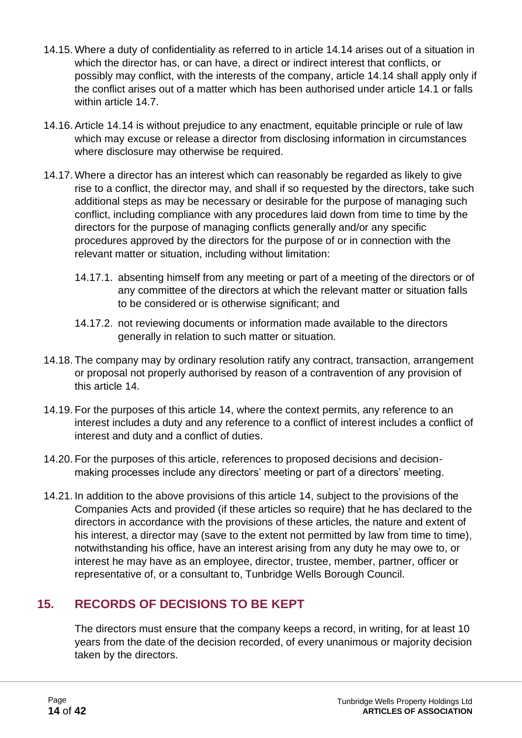14.15. Where a duty of confidentiality as referred to in article 14.14 arises out of a situation in which the director has, or can have, a direct or indirect interest that conflicts, or possibly may conflict, with the interests of the company, article 14.14 shall apply only if the conflict arises out of a matter which has been authorised under article 14.1 or falls within article 14.7.

14.16. Article 14.14 is without prejudice to any enactment, equitable principle or rule of law which may excuse or release a director from disclosing information in circumstances where disclosure may otherwise be required.

14.17. Where a director has an interest which can reasonably be regarded as likely to give rise to a conflict, the director may, and shall if so requested by the directors, take such additional steps as may be necessary or desirable for the purpose of managing such conflict, including compliance with any procedures laid down from time to time by the directors for the purpose of managing conflicts generally and/or any specific procedures approved by the directors for the purpose of or in connection with the relevant matter or situation, including without limitation:

   14.17.1. absenting himself from any meeting or part of a meeting of the directors or of any committee of the directors at which the relevant matter or situation falls to be considered or is otherwise significant; and

   14.17.2. not reviewing documents or information made available to the directors generally in relation to such matter or situation.

14.18. The company may by ordinary resolution ratify any contract, transaction, arrangement or proposal not properly authorised by reason of a contravention of any provision of this article 14.

14.19. For the purposes of this article 14, where the context permits, any reference to an interest includes a duty and any reference to a conflict of interest includes a conflict of interest and duty and a conflict of duties.

14.20. For the purposes of this article, references to proposed decisions and decision-making processes include any directors' meeting or part of a directors' meeting.

14.21. In addition to the above provisions of this article 14, subject to the provisions of the Companies Acts and provided (if these articles so require) that he has declared to the directors in accordance with the provisions of these articles, the nature and extent of his interest, a director may (save to the extent not permitted by law from time to time), notwithstanding his office, have an interest arising from any duty he may owe to, or interest he may have as an employee, director, trustee, member, partner, officer or representative of, or a consultant to, Tunbridge Wells Borough Council.

## 15. RECORDS OF DECISIONS TO BE KEPT

The directors must ensure that the company keeps a record, in writing, for at least 10 years from the date of the decision recorded, of every unanimous or majority decision taken by the directors.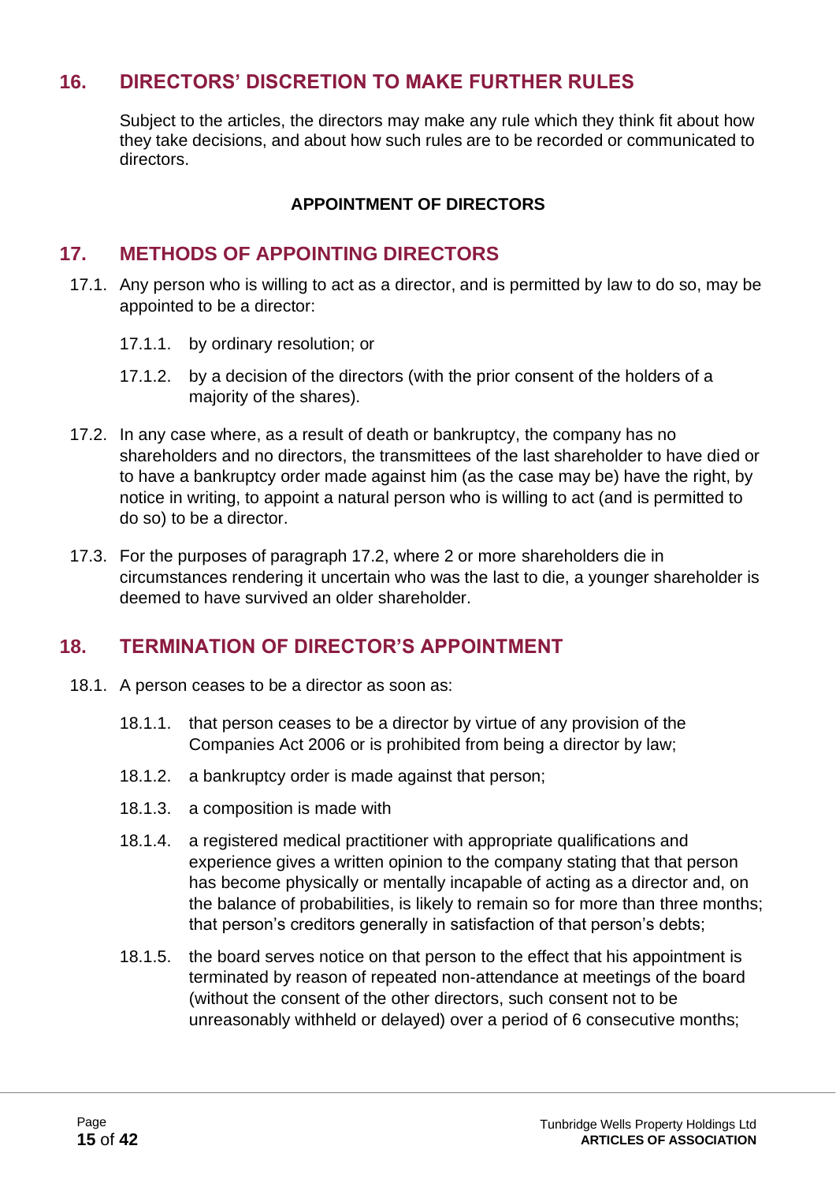## 16. DIRECTORS' DISCRETION TO MAKE FURTHER RULES

Subject to the articles, the directors may make any rule which they think fit about how they take decisions, and about how such rules are to be recorded or communicated to directors.

**APPOINTMENT OF DIRECTORS**

## 17. METHODS OF APPOINTING DIRECTORS

17.1. Any person who is willing to act as a director, and is permitted by law to do so, may be appointed to be a director:

17.1.1. by ordinary resolution; or

17.1.2. by a decision of the directors (with the prior consent of the holders of a majority of the shares).

17.2. In any case where, as a result of death or bankruptcy, the company has no shareholders and no directors, the transmittees of the last shareholder to have died or to have a bankruptcy order made against him (as the case may be) have the right, by notice in writing, to appoint a natural person who is willing to act (and is permitted to do so) to be a director.

17.3. For the purposes of paragraph 17.2, where 2 or more shareholders die in circumstances rendering it uncertain who was the last to die, a younger shareholder is deemed to have survived an older shareholder.

## 18. TERMINATION OF DIRECTOR'S APPOINTMENT

18.1. A person ceases to be a director as soon as:

18.1.1. that person ceases to be a director by virtue of any provision of the Companies Act 2006 or is prohibited from being a director by law;

18.1.2. a bankruptcy order is made against that person;

18.1.3. a composition is made with

18.1.4. a registered medical practitioner with appropriate qualifications and experience gives a written opinion to the company stating that that person has become physically or mentally incapable of acting as a director and, on the balance of probabilities, is likely to remain so for more than three months; that person's creditors generally in satisfaction of that person's debts;

18.1.5. the board serves notice on that person to the effect that his appointment is terminated by reason of repeated non-attendance at meetings of the board (without the consent of the other directors, such consent not to be unreasonably withheld or delayed) over a period of 6 consecutive months;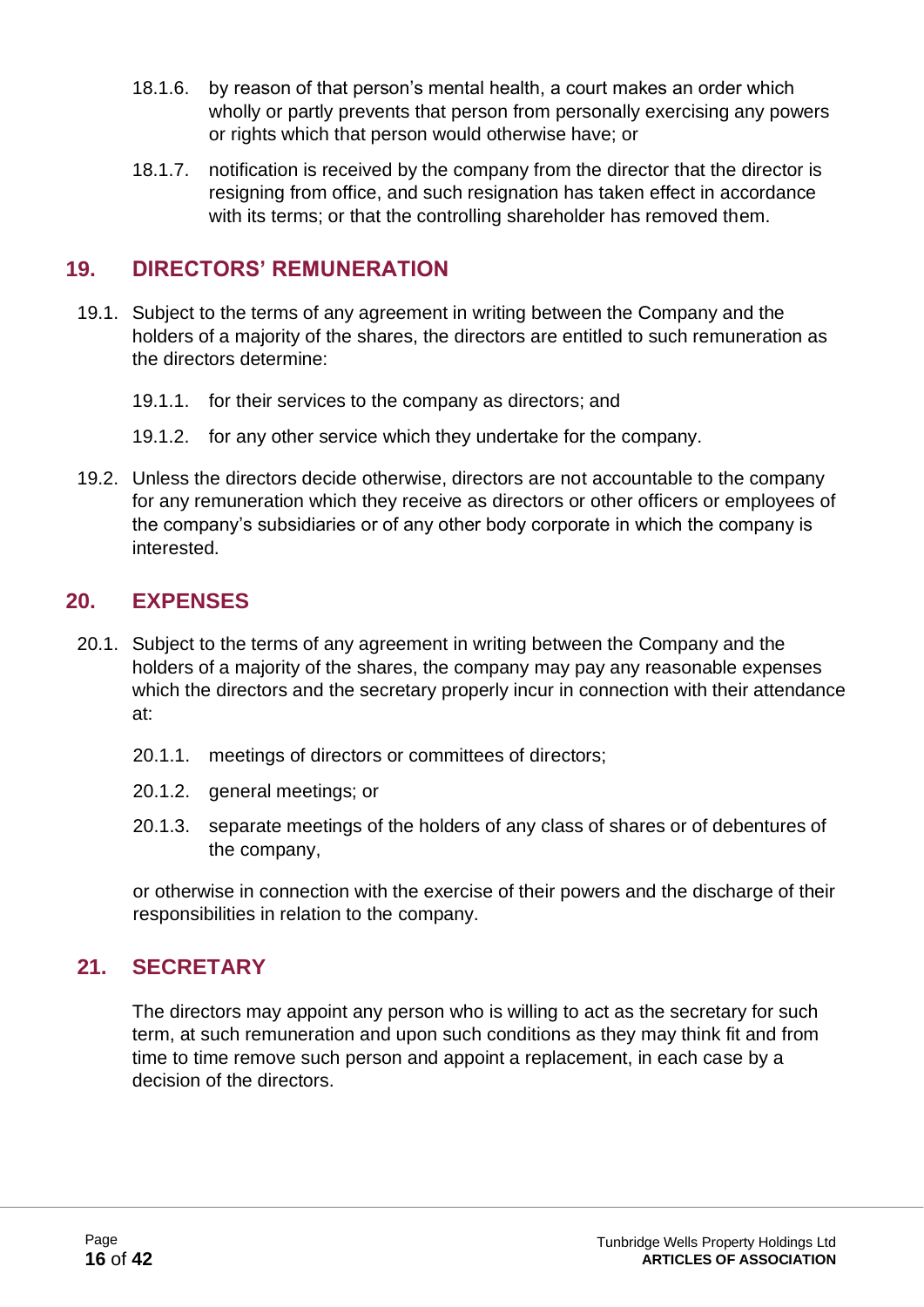18.1.6. by reason of that person's mental health, a court makes an order which wholly or partly prevents that person from personally exercising any powers or rights which that person would otherwise have; or

18.1.7. notification is received by the company from the director that the director is resigning from office, and such resignation has taken effect in accordance with its terms; or that the controlling shareholder has removed them.

## 19. DIRECTORS' REMUNERATION

19.1. Subject to the terms of any agreement in writing between the Company and the holders of a majority of the shares, the directors are entitled to such remuneration as the directors determine:

19.1.1. for their services to the company as directors; and

19.1.2. for any other service which they undertake for the company.

19.2. Unless the directors decide otherwise, directors are not accountable to the company for any remuneration which they receive as directors or other officers or employees of the company's subsidiaries or of any other body corporate in which the company is interested.

## 20. EXPENSES

20.1. Subject to the terms of any agreement in writing between the Company and the holders of a majority of the shares, the company may pay any reasonable expenses which the directors and the secretary properly incur in connection with their attendance at:

20.1.1. meetings of directors or committees of directors;

20.1.2. general meetings; or

20.1.3. separate meetings of the holders of any class of shares or of debentures of the company,

or otherwise in connection with the exercise of their powers and the discharge of their responsibilities in relation to the company.

## 21. SECRETARY

The directors may appoint any person who is willing to act as the secretary for such term, at such remuneration and upon such conditions as they may think fit and from time to time remove such person and appoint a replacement, in each case by a decision of the directors.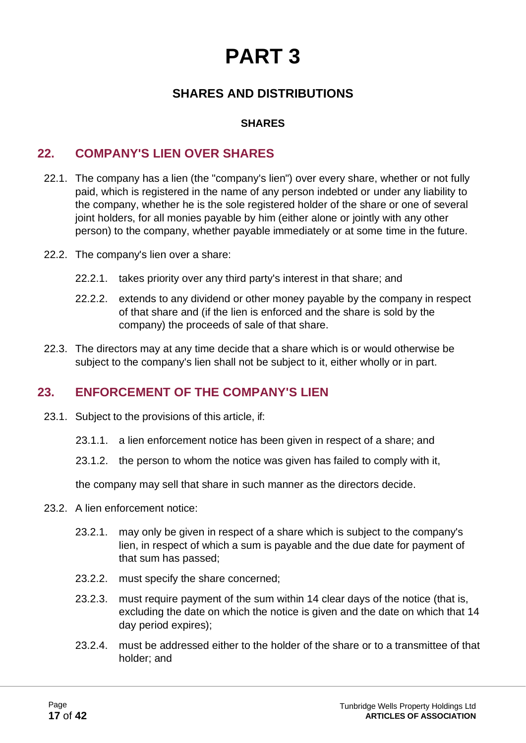# PART 3

## SHARES AND DISTRIBUTIONS

### SHARES

## 22. COMPANY'S LIEN OVER SHARES

22.1. The company has a lien (the "company's lien") over every share, whether or not fully paid, which is registered in the name of any person indebted or under any liability to the company, whether he is the sole registered holder of the share or one of several joint holders, for all monies payable by him (either alone or jointly with any other person) to the company, whether payable immediately or at some time in the future.

22.2. The company's lien over a share:

22.2.1. takes priority over any third party's interest in that share; and

22.2.2. extends to any dividend or other money payable by the company in respect of that share and (if the lien is enforced and the share is sold by the company) the proceeds of sale of that share.

22.3. The directors may at any time decide that a share which is or would otherwise be subject to the company's lien shall not be subject to it, either wholly or in part.

## 23. ENFORCEMENT OF THE COMPANY'S LIEN

23.1. Subject to the provisions of this article, if:

23.1.1. a lien enforcement notice has been given in respect of a share; and

23.1.2. the person to whom the notice was given has failed to comply with it,

the company may sell that share in such manner as the directors decide.

23.2. A lien enforcement notice:

23.2.1. may only be given in respect of a share which is subject to the company's lien, in respect of which a sum is payable and the due date for payment of that sum has passed;

23.2.2. must specify the share concerned;

23.2.3. must require payment of the sum within 14 clear days of the notice (that is, excluding the date on which the notice is given and the date on which that 14 day period expires);

23.2.4. must be addressed either to the holder of the share or to a transmittee of that holder; and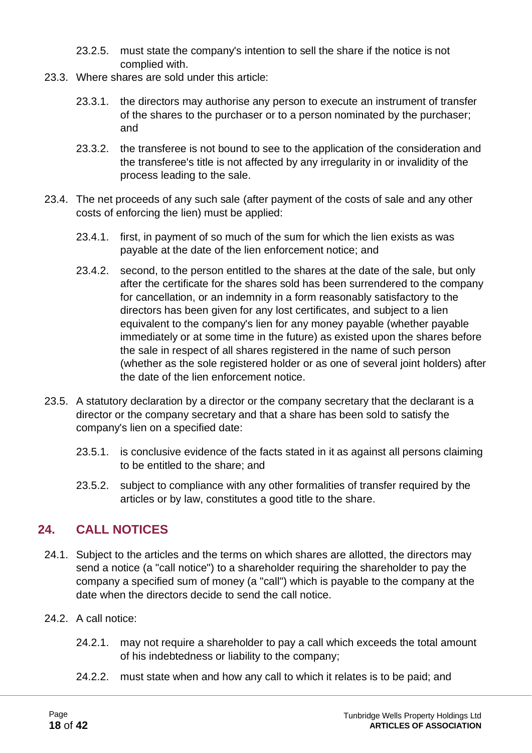23.2.5. must state the company's intention to sell the share if the notice is not complied with.

23.3. Where shares are sold under this article:

23.3.1. the directors may authorise any person to execute an instrument of transfer of the shares to the purchaser or to a person nominated by the purchaser; and

23.3.2. the transferee is not bound to see to the application of the consideration and the transferee's title is not affected by any irregularity in or invalidity of the process leading to the sale.

23.4. The net proceeds of any such sale (after payment of the costs of sale and any other costs of enforcing the lien) must be applied:

23.4.1. first, in payment of so much of the sum for which the lien exists as was payable at the date of the lien enforcement notice; and

23.4.2. second, to the person entitled to the shares at the date of the sale, but only after the certificate for the shares sold has been surrendered to the company for cancellation, or an indemnity in a form reasonably satisfactory to the directors has been given for any lost certificates, and subject to a lien equivalent to the company's lien for any money payable (whether payable immediately or at some time in the future) as existed upon the shares before the sale in respect of all shares registered in the name of such person (whether as the sole registered holder or as one of several joint holders) after the date of the lien enforcement notice.

23.5. A statutory declaration by a director or the company secretary that the declarant is a director or the company secretary and that a share has been sold to satisfy the company's lien on a specified date:

23.5.1. is conclusive evidence of the facts stated in it as against all persons claiming to be entitled to the share; and

23.5.2. subject to compliance with any other formalities of transfer required by the articles or by law, constitutes a good title to the share.

## 24. CALL NOTICES

24.1. Subject to the articles and the terms on which shares are allotted, the directors may send a notice (a "call notice") to a shareholder requiring the shareholder to pay the company a specified sum of money (a "call") which is payable to the company at the date when the directors decide to send the call notice.

24.2. A call notice:

24.2.1. may not require a shareholder to pay a call which exceeds the total amount of his indebtedness or liability to the company;

24.2.2. must state when and how any call to which it relates is to be paid; and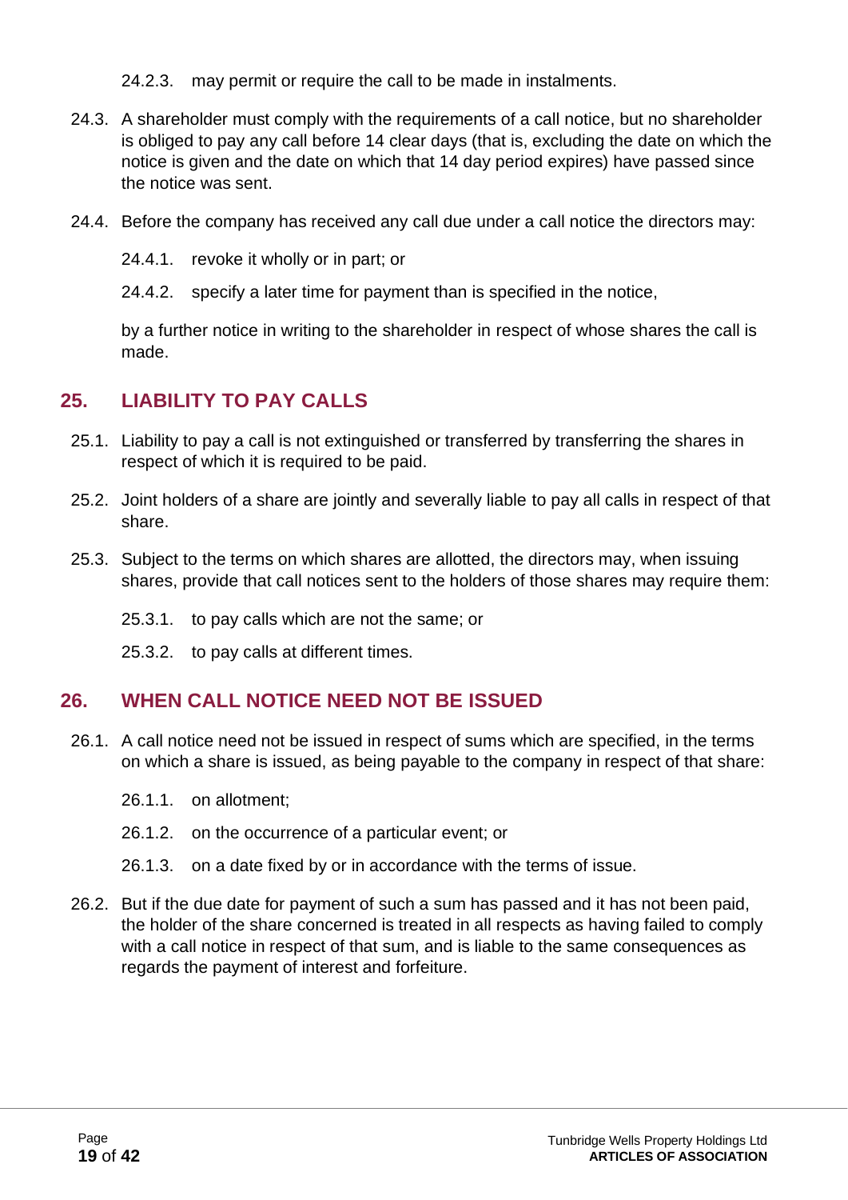24.2.3. may permit or require the call to be made in instalments.

24.3. A shareholder must comply with the requirements of a call notice, but no shareholder is obliged to pay any call before 14 clear days (that is, excluding the date on which the notice is given and the date on which that 14 day period expires) have passed since the notice was sent.

24.4. Before the company has received any call due under a call notice the directors may:

24.4.1. revoke it wholly or in part; or

24.4.2. specify a later time for payment than is specified in the notice,

by a further notice in writing to the shareholder in respect of whose shares the call is made.

## 25. LIABILITY TO PAY CALLS

25.1. Liability to pay a call is not extinguished or transferred by transferring the shares in respect of which it is required to be paid.

25.2. Joint holders of a share are jointly and severally liable to pay all calls in respect of that share.

25.3. Subject to the terms on which shares are allotted, the directors may, when issuing shares, provide that call notices sent to the holders of those shares may require them:

25.3.1. to pay calls which are not the same; or

25.3.2. to pay calls at different times.

## 26. WHEN CALL NOTICE NEED NOT BE ISSUED

26.1. A call notice need not be issued in respect of sums which are specified, in the terms on which a share is issued, as being payable to the company in respect of that share:

26.1.1. on allotment;

26.1.2. on the occurrence of a particular event; or

26.1.3. on a date fixed by or in accordance with the terms of issue.

26.2. But if the due date for payment of such a sum has passed and it has not been paid, the holder of the share concerned is treated in all respects as having failed to comply with a call notice in respect of that sum, and is liable to the same consequences as regards the payment of interest and forfeiture.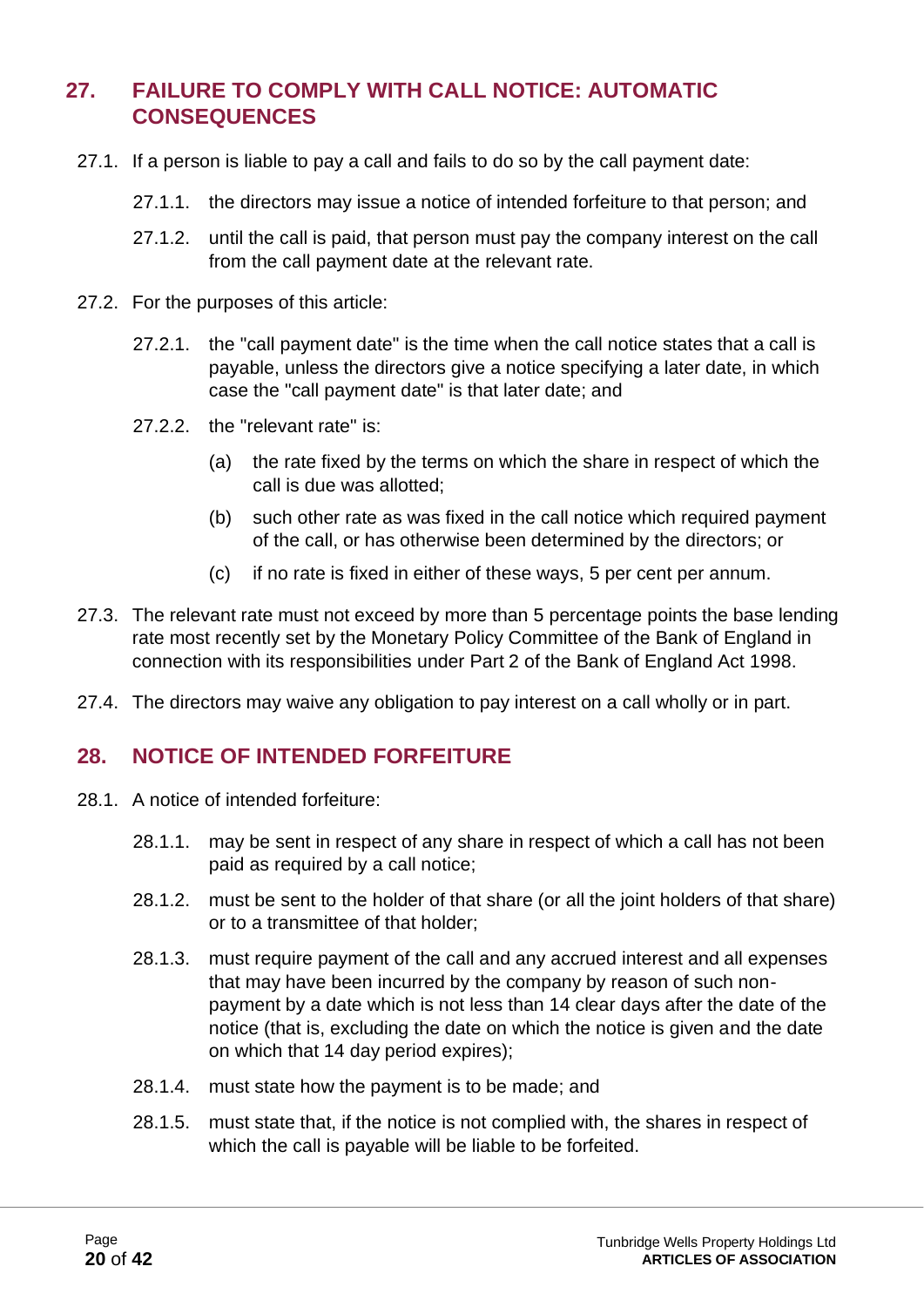## 27. FAILURE TO COMPLY WITH CALL NOTICE: AUTOMATIC CONSEQUENCES

27.1. If a person is liable to pay a call and fails to do so by the call payment date:

27.1.1. the directors may issue a notice of intended forfeiture to that person; and

27.1.2. until the call is paid, that person must pay the company interest on the call from the call payment date at the relevant rate.

27.2. For the purposes of this article:

27.2.1. the "call payment date" is the time when the call notice states that a call is payable, unless the directors give a notice specifying a later date, in which case the "call payment date" is that later date; and

27.2.2. the "relevant rate" is:

(a) the rate fixed by the terms on which the share in respect of which the call is due was allotted;

(b) such other rate as was fixed in the call notice which required payment of the call, or has otherwise been determined by the directors; or

(c) if no rate is fixed in either of these ways, 5 per cent per annum.

27.3. The relevant rate must not exceed by more than 5 percentage points the base lending rate most recently set by the Monetary Policy Committee of the Bank of England in connection with its responsibilities under Part 2 of the Bank of England Act 1998.

27.4. The directors may waive any obligation to pay interest on a call wholly or in part.

## 28. NOTICE OF INTENDED FORFEITURE

28.1. A notice of intended forfeiture:

28.1.1. may be sent in respect of any share in respect of which a call has not been paid as required by a call notice;

28.1.2. must be sent to the holder of that share (or all the joint holders of that share) or to a transmittee of that holder;

28.1.3. must require payment of the call and any accrued interest and all expenses that may have been incurred by the company by reason of such non-payment by a date which is not less than 14 clear days after the date of the notice (that is, excluding the date on which the notice is given and the date on which that 14 day period expires);

28.1.4. must state how the payment is to be made; and

28.1.5. must state that, if the notice is not complied with, the shares in respect of which the call is payable will be liable to be forfeited.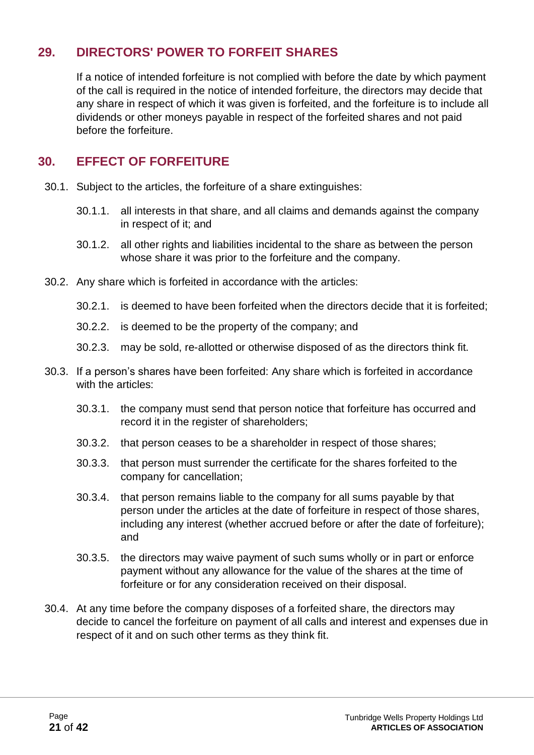## 29. DIRECTORS' POWER TO FORFEIT SHARES

If a notice of intended forfeiture is not complied with before the date by which payment of the call is required in the notice of intended forfeiture, the directors may decide that any share in respect of which it was given is forfeited, and the forfeiture is to include all dividends or other moneys payable in respect of the forfeited shares and not paid before the forfeiture.

## 30. EFFECT OF FORFEITURE

30.1. Subject to the articles, the forfeiture of a share extinguishes:

30.1.1. all interests in that share, and all claims and demands against the company in respect of it; and

30.1.2. all other rights and liabilities incidental to the share as between the person whose share it was prior to the forfeiture and the company.

30.2. Any share which is forfeited in accordance with the articles:

30.2.1. is deemed to have been forfeited when the directors decide that it is forfeited;

30.2.2. is deemed to be the property of the company; and

30.2.3. may be sold, re-allotted or otherwise disposed of as the directors think fit.

30.3. If a person's shares have been forfeited: Any share which is forfeited in accordance with the articles:

30.3.1. the company must send that person notice that forfeiture has occurred and record it in the register of shareholders;

30.3.2. that person ceases to be a shareholder in respect of those shares;

30.3.3. that person must surrender the certificate for the shares forfeited to the company for cancellation;

30.3.4. that person remains liable to the company for all sums payable by that person under the articles at the date of forfeiture in respect of those shares, including any interest (whether accrued before or after the date of forfeiture); and

30.3.5. the directors may waive payment of such sums wholly or in part or enforce payment without any allowance for the value of the shares at the time of forfeiture or for any consideration received on their disposal.

30.4. At any time before the company disposes of a forfeited share, the directors may decide to cancel the forfeiture on payment of all calls and interest and expenses due in respect of it and on such other terms as they think fit.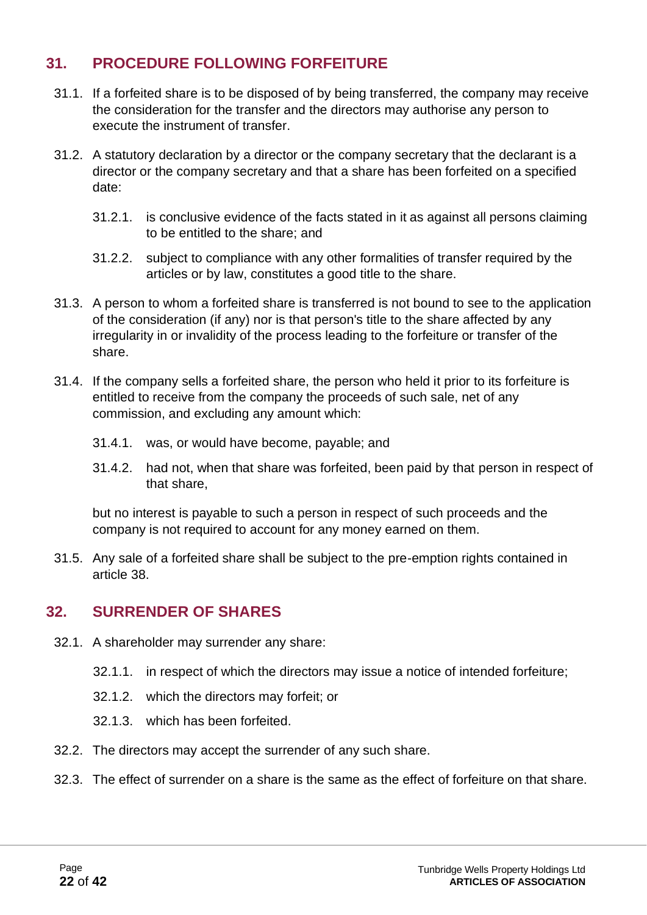## 31. PROCEDURE FOLLOWING FORFEITURE

31.1. If a forfeited share is to be disposed of by being transferred, the company may receive the consideration for the transfer and the directors may authorise any person to execute the instrument of transfer.

31.2. A statutory declaration by a director or the company secretary that the declarant is a director or the company secretary and that a share has been forfeited on a specified date:

31.2.1. is conclusive evidence of the facts stated in it as against all persons claiming to be entitled to the share; and

31.2.2. subject to compliance with any other formalities of transfer required by the articles or by law, constitutes a good title to the share.

31.3. A person to whom a forfeited share is transferred is not bound to see to the application of the consideration (if any) nor is that person's title to the share affected by any irregularity in or invalidity of the process leading to the forfeiture or transfer of the share.

31.4. If the company sells a forfeited share, the person who held it prior to its forfeiture is entitled to receive from the company the proceeds of such sale, net of any commission, and excluding any amount which:

31.4.1. was, or would have become, payable; and

31.4.2. had not, when that share was forfeited, been paid by that person in respect of that share,

but no interest is payable to such a person in respect of such proceeds and the company is not required to account for any money earned on them.

31.5. Any sale of a forfeited share shall be subject to the pre-emption rights contained in article 38.

## 32. SURRENDER OF SHARES

32.1. A shareholder may surrender any share:

32.1.1. in respect of which the directors may issue a notice of intended forfeiture;

32.1.2. which the directors may forfeit; or

32.1.3. which has been forfeited.

32.2. The directors may accept the surrender of any such share.

32.3. The effect of surrender on a share is the same as the effect of forfeiture on that share.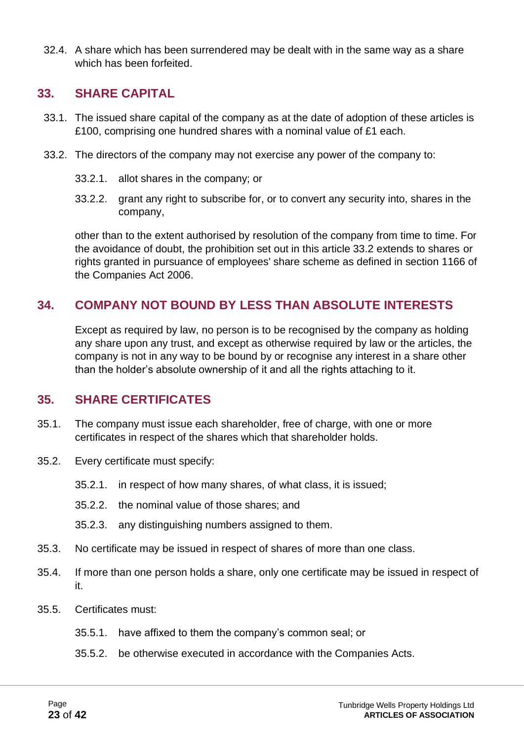32.4. A share which has been surrendered may be dealt with in the same way as a share which has been forfeited.

## 33. SHARE CAPITAL

33.1. The issued share capital of the company as at the date of adoption of these articles is £100, comprising one hundred shares with a nominal value of £1 each.

33.2. The directors of the company may not exercise any power of the company to:

33.2.1. allot shares in the company; or

33.2.2. grant any right to subscribe for, or to convert any security into, shares in the company,

other than to the extent authorised by resolution of the company from time to time. For the avoidance of doubt, the prohibition set out in this article 33.2 extends to shares or rights granted in pursuance of employees' share scheme as defined in section 1166 of the Companies Act 2006.

## 34. COMPANY NOT BOUND BY LESS THAN ABSOLUTE INTERESTS

Except as required by law, no person is to be recognised by the company as holding any share upon any trust, and except as otherwise required by law or the articles, the company is not in any way to be bound by or recognise any interest in a share other than the holder's absolute ownership of it and all the rights attaching to it.

## 35. SHARE CERTIFICATES

35.1. The company must issue each shareholder, free of charge, with one or more certificates in respect of the shares which that shareholder holds.

35.2. Every certificate must specify:

35.2.1. in respect of how many shares, of what class, it is issued;

35.2.2. the nominal value of those shares; and

35.2.3. any distinguishing numbers assigned to them.

35.3. No certificate may be issued in respect of shares of more than one class.

35.4. If more than one person holds a share, only one certificate may be issued in respect of it.

35.5. Certificates must:

35.5.1. have affixed to them the company's common seal; or

35.5.2. be otherwise executed in accordance with the Companies Acts.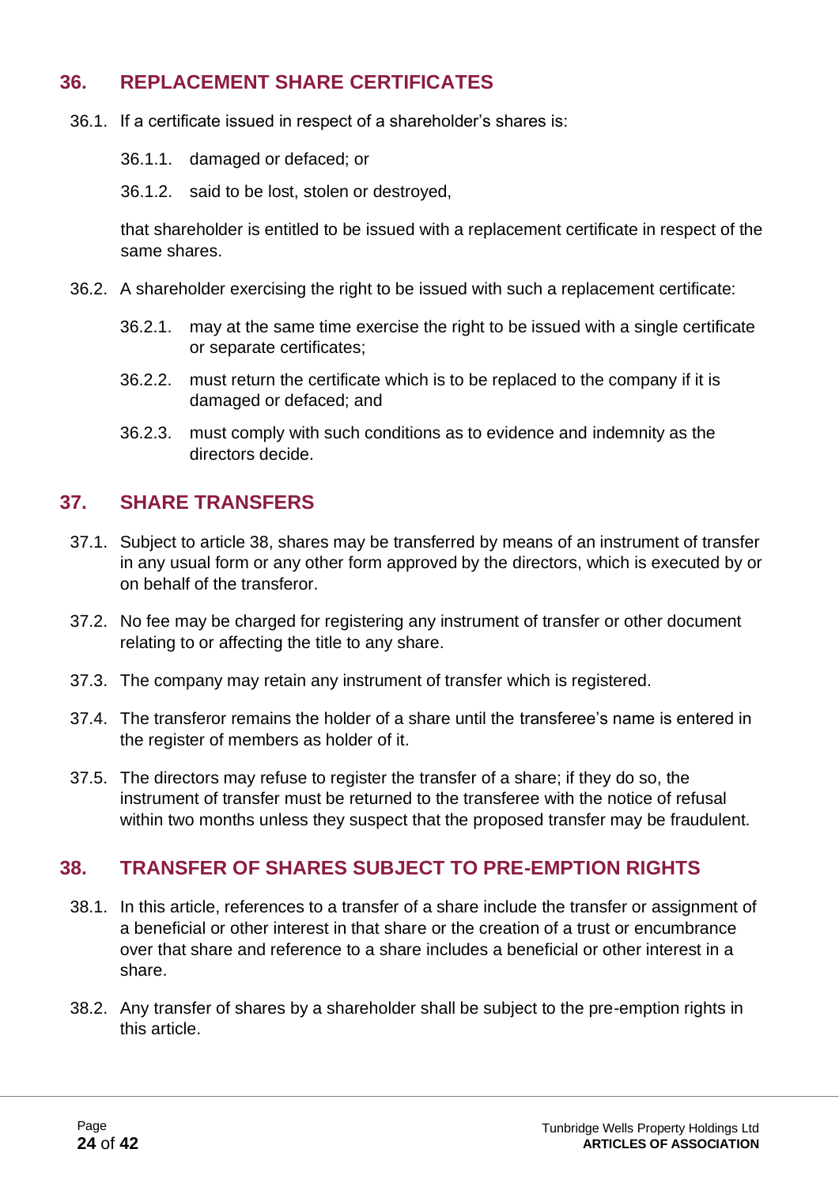## 36. REPLACEMENT SHARE CERTIFICATES

36.1. If a certificate issued in respect of a shareholder's shares is:

36.1.1. damaged or defaced; or

36.1.2. said to be lost, stolen or destroyed,

that shareholder is entitled to be issued with a replacement certificate in respect of the same shares.

36.2. A shareholder exercising the right to be issued with such a replacement certificate:

36.2.1. may at the same time exercise the right to be issued with a single certificate or separate certificates;

36.2.2. must return the certificate which is to be replaced to the company if it is damaged or defaced; and

36.2.3. must comply with such conditions as to evidence and indemnity as the directors decide.

## 37. SHARE TRANSFERS

37.1. Subject to article 38, shares may be transferred by means of an instrument of transfer in any usual form or any other form approved by the directors, which is executed by or on behalf of the transferor.

37.2. No fee may be charged for registering any instrument of transfer or other document relating to or affecting the title to any share.

37.3. The company may retain any instrument of transfer which is registered.

37.4. The transferor remains the holder of a share until the transferee's name is entered in the register of members as holder of it.

37.5. The directors may refuse to register the transfer of a share; if they do so, the instrument of transfer must be returned to the transferee with the notice of refusal within two months unless they suspect that the proposed transfer may be fraudulent.

## 38. TRANSFER OF SHARES SUBJECT TO PRE-EMPTION RIGHTS

38.1. In this article, references to a transfer of a share include the transfer or assignment of a beneficial or other interest in that share or the creation of a trust or encumbrance over that share and reference to a share includes a beneficial or other interest in a share.

38.2. Any transfer of shares by a shareholder shall be subject to the pre-emption rights in this article.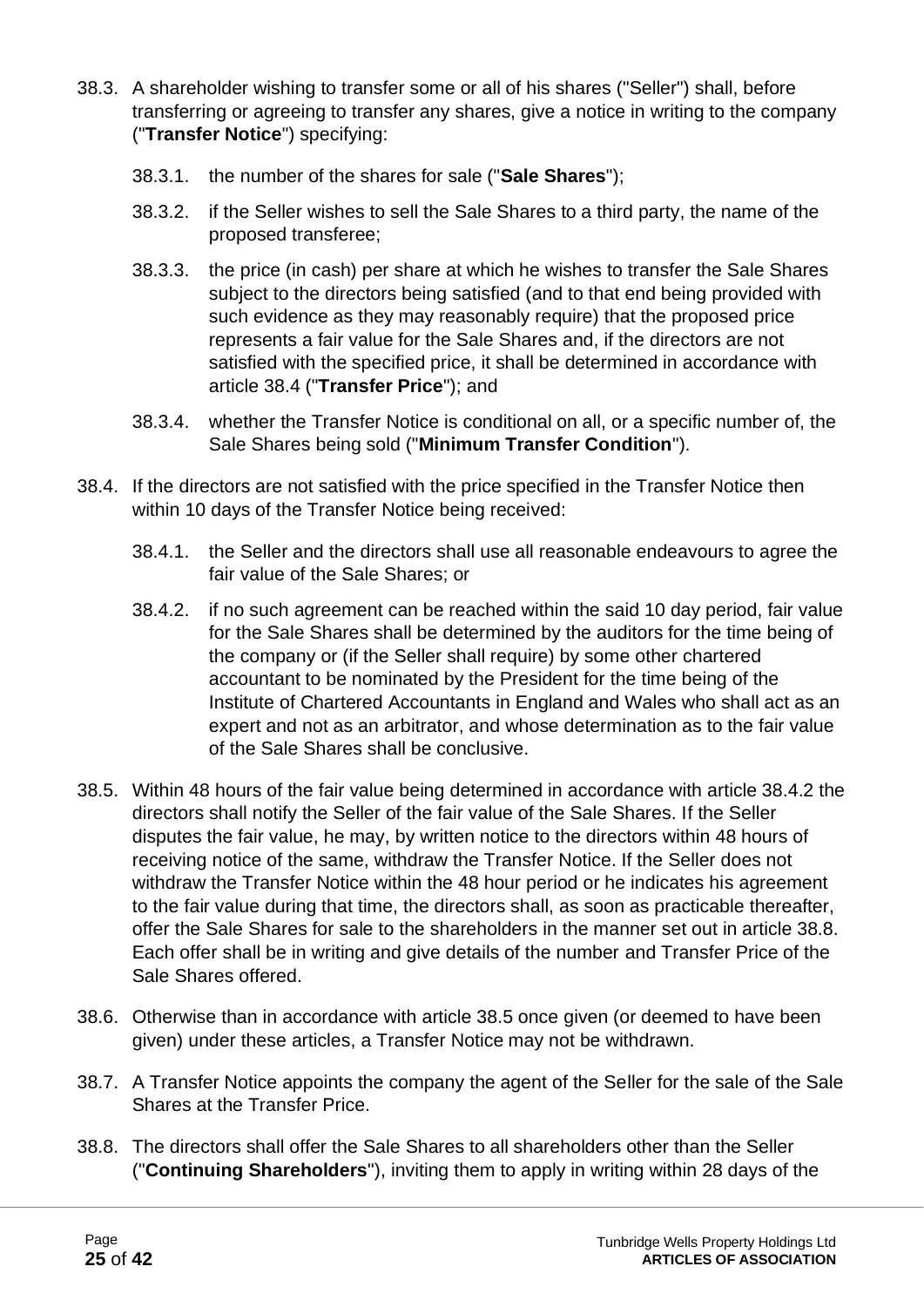38.3. A shareholder wishing to transfer some or all of his shares ("Seller") shall, before transferring or agreeing to transfer any shares, give a notice in writing to the company ("**Transfer Notice**") specifying:

38.3.1. the number of the shares for sale ("**Sale Shares**");

38.3.2. if the Seller wishes to sell the Sale Shares to a third party, the name of the proposed transferee;

38.3.3. the price (in cash) per share at which he wishes to transfer the Sale Shares subject to the directors being satisfied (and to that end being provided with such evidence as they may reasonably require) that the proposed price represents a fair value for the Sale Shares and, if the directors are not satisfied with the specified price, it shall be determined in accordance with article 38.4 ("**Transfer Price**"); and

38.3.4. whether the Transfer Notice is conditional on all, or a specific number of, the Sale Shares being sold ("**Minimum Transfer Condition**").

38.4. If the directors are not satisfied with the price specified in the Transfer Notice then within 10 days of the Transfer Notice being received:

38.4.1. the Seller and the directors shall use all reasonable endeavours to agree the fair value of the Sale Shares; or

38.4.2. if no such agreement can be reached within the said 10 day period, fair value for the Sale Shares shall be determined by the auditors for the time being of the company or (if the Seller shall require) by some other chartered accountant to be nominated by the President for the time being of the Institute of Chartered Accountants in England and Wales who shall act as an expert and not as an arbitrator, and whose determination as to the fair value of the Sale Shares shall be conclusive.

38.5. Within 48 hours of the fair value being determined in accordance with article 38.4.2 the directors shall notify the Seller of the fair value of the Sale Shares. If the Seller disputes the fair value, he may, by written notice to the directors within 48 hours of receiving notice of the same, withdraw the Transfer Notice. If the Seller does not withdraw the Transfer Notice within the 48 hour period or he indicates his agreement to the fair value during that time, the directors shall, as soon as practicable thereafter, offer the Sale Shares for sale to the shareholders in the manner set out in article 38.8. Each offer shall be in writing and give details of the number and Transfer Price of the Sale Shares offered.

38.6. Otherwise than in accordance with article 38.5 once given (or deemed to have been given) under these articles, a Transfer Notice may not be withdrawn.

38.7. A Transfer Notice appoints the company the agent of the Seller for the sale of the Sale Shares at the Transfer Price.

38.8. The directors shall offer the Sale Shares to all shareholders other than the Seller ("**Continuing Shareholders**"), inviting them to apply in writing within 28 days of the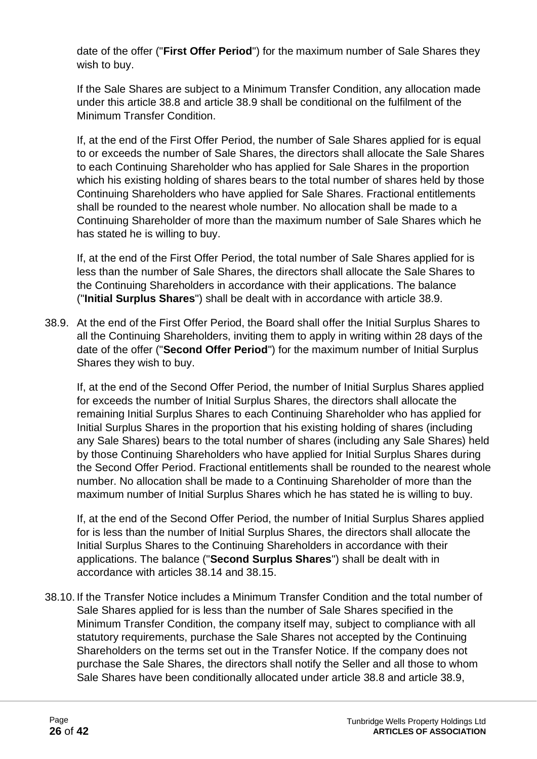date of the offer ("**First Offer Period**") for the maximum number of Sale Shares they wish to buy.

If the Sale Shares are subject to a Minimum Transfer Condition, any allocation made under this article 38.8 and article 38.9 shall be conditional on the fulfilment of the Minimum Transfer Condition.

If, at the end of the First Offer Period, the number of Sale Shares applied for is equal to or exceeds the number of Sale Shares, the directors shall allocate the Sale Shares to each Continuing Shareholder who has applied for Sale Shares in the proportion which his existing holding of shares bears to the total number of shares held by those Continuing Shareholders who have applied for Sale Shares. Fractional entitlements shall be rounded to the nearest whole number. No allocation shall be made to a Continuing Shareholder of more than the maximum number of Sale Shares which he has stated he is willing to buy.

If, at the end of the First Offer Period, the total number of Sale Shares applied for is less than the number of Sale Shares, the directors shall allocate the Sale Shares to the Continuing Shareholders in accordance with their applications. The balance ("**Initial Surplus Shares**") shall be dealt with in accordance with article 38.9.

38.9. At the end of the First Offer Period, the Board shall offer the Initial Surplus Shares to all the Continuing Shareholders, inviting them to apply in writing within 28 days of the date of the offer ("**Second Offer Period**") for the maximum number of Initial Surplus Shares they wish to buy.

If, at the end of the Second Offer Period, the number of Initial Surplus Shares applied for exceeds the number of Initial Surplus Shares, the directors shall allocate the remaining Initial Surplus Shares to each Continuing Shareholder who has applied for Initial Surplus Shares in the proportion that his existing holding of shares (including any Sale Shares) bears to the total number of shares (including any Sale Shares) held by those Continuing Shareholders who have applied for Initial Surplus Shares during the Second Offer Period. Fractional entitlements shall be rounded to the nearest whole number. No allocation shall be made to a Continuing Shareholder of more than the maximum number of Initial Surplus Shares which he has stated he is willing to buy.

If, at the end of the Second Offer Period, the number of Initial Surplus Shares applied for is less than the number of Initial Surplus Shares, the directors shall allocate the Initial Surplus Shares to the Continuing Shareholders in accordance with their applications. The balance ("**Second Surplus Shares**") shall be dealt with in accordance with articles 38.14 and 38.15.

38.10. If the Transfer Notice includes a Minimum Transfer Condition and the total number of Sale Shares applied for is less than the number of Sale Shares specified in the Minimum Transfer Condition, the company itself may, subject to compliance with all statutory requirements, purchase the Sale Shares not accepted by the Continuing Shareholders on the terms set out in the Transfer Notice. If the company does not purchase the Sale Shares, the directors shall notify the Seller and all those to whom Sale Shares have been conditionally allocated under article 38.8 and article 38.9,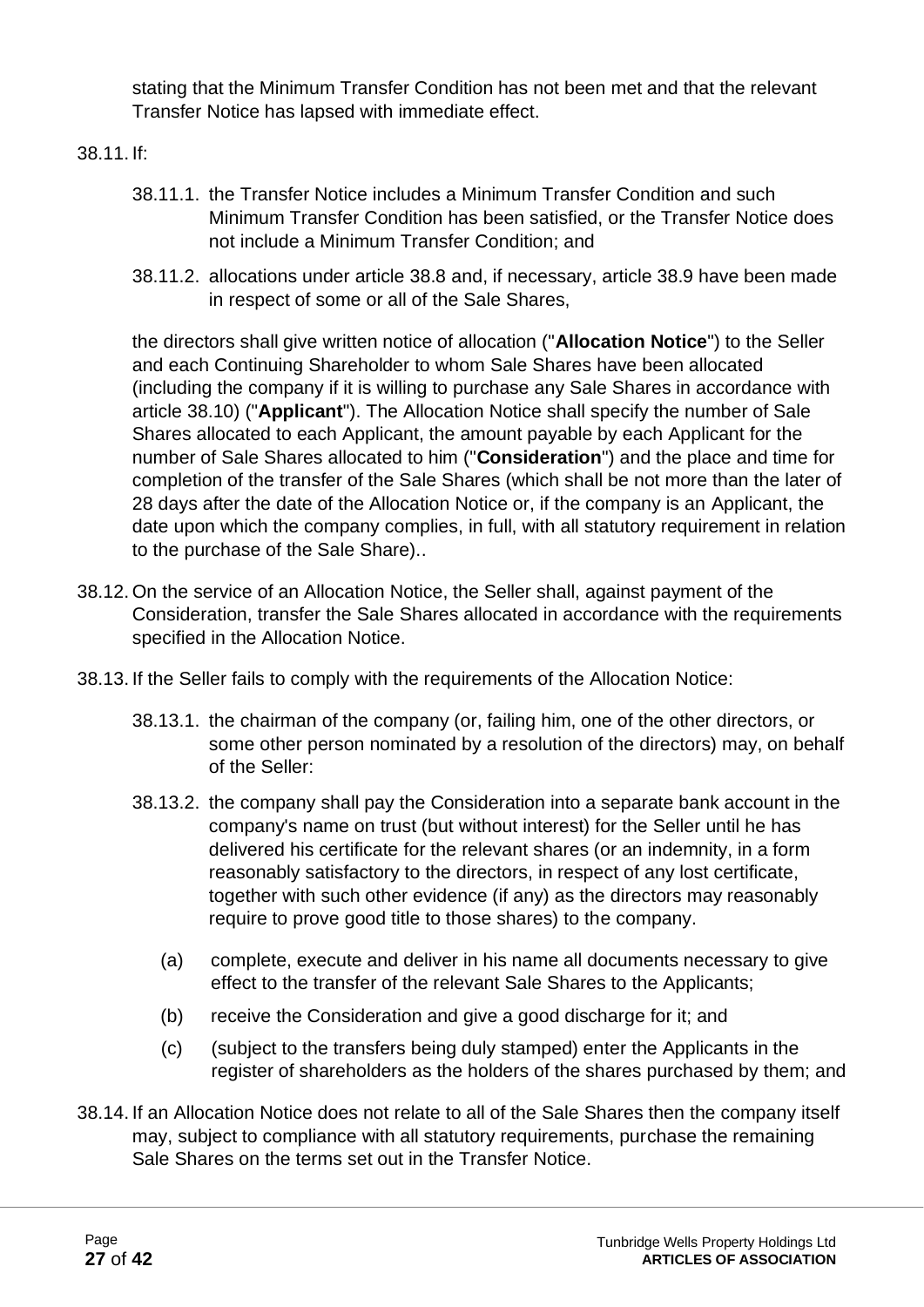stating that the Minimum Transfer Condition has not been met and that the relevant Transfer Notice has lapsed with immediate effect.

38.11. If:

38.11.1. the Transfer Notice includes a Minimum Transfer Condition and such Minimum Transfer Condition has been satisfied, or the Transfer Notice does not include a Minimum Transfer Condition; and

38.11.2. allocations under article 38.8 and, if necessary, article 38.9 have been made in respect of some or all of the Sale Shares,

the directors shall give written notice of allocation ("**Allocation Notice**") to the Seller and each Continuing Shareholder to whom Sale Shares have been allocated (including the company if it is willing to purchase any Sale Shares in accordance with article 38.10) ("**Applicant**"). The Allocation Notice shall specify the number of Sale Shares allocated to each Applicant, the amount payable by each Applicant for the number of Sale Shares allocated to him ("**Consideration**") and the place and time for completion of the transfer of the Sale Shares (which shall be not more than the later of 28 days after the date of the Allocation Notice or, if the company is an Applicant, the date upon which the company complies, in full, with all statutory requirement in relation to the purchase of the Sale Share)..

38.12. On the service of an Allocation Notice, the Seller shall, against payment of the Consideration, transfer the Sale Shares allocated in accordance with the requirements specified in the Allocation Notice.

38.13. If the Seller fails to comply with the requirements of the Allocation Notice:

38.13.1. the chairman of the company (or, failing him, one of the other directors, or some other person nominated by a resolution of the directors) may, on behalf of the Seller:

38.13.2. the company shall pay the Consideration into a separate bank account in the company's name on trust (but without interest) for the Seller until he has delivered his certificate for the relevant shares (or an indemnity, in a form reasonably satisfactory to the directors, in respect of any lost certificate, together with such other evidence (if any) as the directors may reasonably require to prove good title to those shares) to the company.

(a) complete, execute and deliver in his name all documents necessary to give effect to the transfer of the relevant Sale Shares to the Applicants;

(b) receive the Consideration and give a good discharge for it; and

(c) (subject to the transfers being duly stamped) enter the Applicants in the register of shareholders as the holders of the shares purchased by them; and

38.14. If an Allocation Notice does not relate to all of the Sale Shares then the company itself may, subject to compliance with all statutory requirements, purchase the remaining Sale Shares on the terms set out in the Transfer Notice.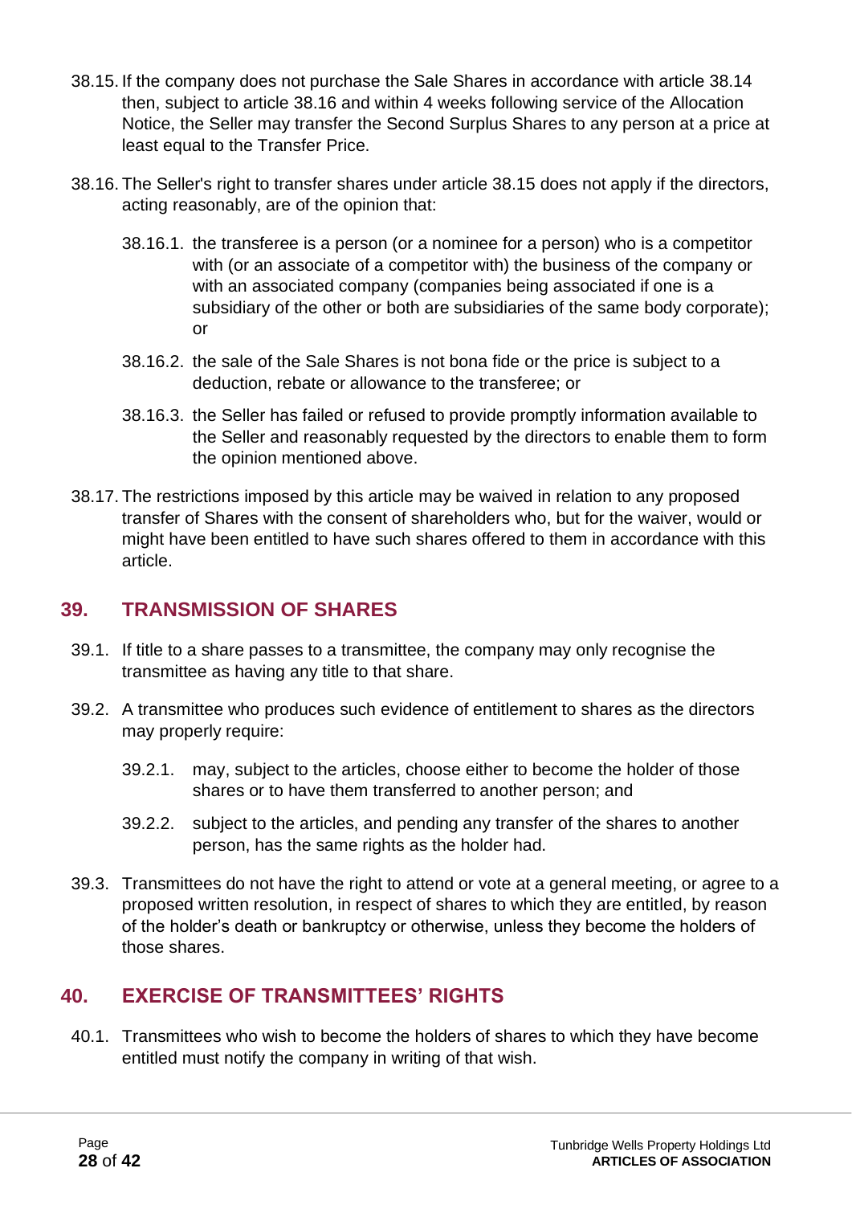38.15. If the company does not purchase the Sale Shares in accordance with article 38.14 then, subject to article 38.16 and within 4 weeks following service of the Allocation Notice, the Seller may transfer the Second Surplus Shares to any person at a price at least equal to the Transfer Price.

38.16. The Seller's right to transfer shares under article 38.15 does not apply if the directors, acting reasonably, are of the opinion that:

38.16.1. the transferee is a person (or a nominee for a person) who is a competitor with (or an associate of a competitor with) the business of the company or with an associated company (companies being associated if one is a subsidiary of the other or both are subsidiaries of the same body corporate); or

38.16.2. the sale of the Sale Shares is not bona fide or the price is subject to a deduction, rebate or allowance to the transferee; or

38.16.3. the Seller has failed or refused to provide promptly information available to the Seller and reasonably requested by the directors to enable them to form the opinion mentioned above.

38.17. The restrictions imposed by this article may be waived in relation to any proposed transfer of Shares with the consent of shareholders who, but for the waiver, would or might have been entitled to have such shares offered to them in accordance with this article.

## 39. TRANSMISSION OF SHARES

39.1. If title to a share passes to a transmittee, the company may only recognise the transmittee as having any title to that share.

39.2. A transmittee who produces such evidence of entitlement to shares as the directors may properly require:

39.2.1. may, subject to the articles, choose either to become the holder of those shares or to have them transferred to another person; and

39.2.2. subject to the articles, and pending any transfer of the shares to another person, has the same rights as the holder had.

39.3. Transmittees do not have the right to attend or vote at a general meeting, or agree to a proposed written resolution, in respect of shares to which they are entitled, by reason of the holder's death or bankruptcy or otherwise, unless they become the holders of those shares.

## 40. EXERCISE OF TRANSMITTEES' RIGHTS

40.1. Transmittees who wish to become the holders of shares to which they have become entitled must notify the company in writing of that wish.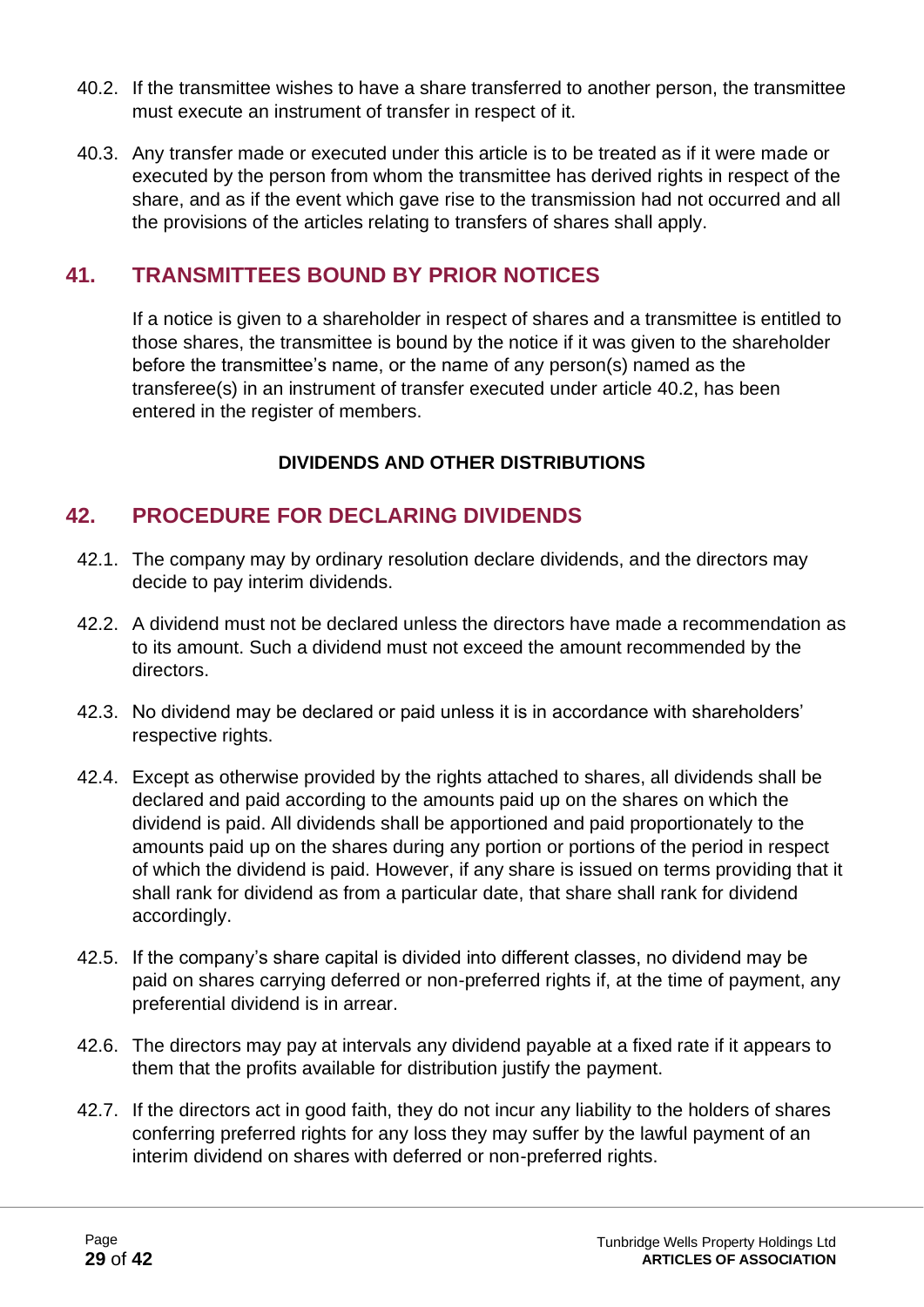40.2. If the transmittee wishes to have a share transferred to another person, the transmittee must execute an instrument of transfer in respect of it.

40.3. Any transfer made or executed under this article is to be treated as if it were made or executed by the person from whom the transmittee has derived rights in respect of the share, and as if the event which gave rise to the transmission had not occurred and all the provisions of the articles relating to transfers of shares shall apply.

## 41. TRANSMITTEES BOUND BY PRIOR NOTICES

If a notice is given to a shareholder in respect of shares and a transmittee is entitled to those shares, the transmittee is bound by the notice if it was given to the shareholder before the transmittee's name, or the name of any person(s) named as the transferee(s) in an instrument of transfer executed under article 40.2, has been entered in the register of members.

**DIVIDENDS AND OTHER DISTRIBUTIONS**

## 42. PROCEDURE FOR DECLARING DIVIDENDS

42.1. The company may by ordinary resolution declare dividends, and the directors may decide to pay interim dividends.

42.2. A dividend must not be declared unless the directors have made a recommendation as to its amount. Such a dividend must not exceed the amount recommended by the directors.

42.3. No dividend may be declared or paid unless it is in accordance with shareholders' respective rights.

42.4. Except as otherwise provided by the rights attached to shares, all dividends shall be declared and paid according to the amounts paid up on the shares on which the dividend is paid. All dividends shall be apportioned and paid proportionately to the amounts paid up on the shares during any portion or portions of the period in respect of which the dividend is paid. However, if any share is issued on terms providing that it shall rank for dividend as from a particular date, that share shall rank for dividend accordingly.

42.5. If the company's share capital is divided into different classes, no dividend may be paid on shares carrying deferred or non-preferred rights if, at the time of payment, any preferential dividend is in arrear.

42.6. The directors may pay at intervals any dividend payable at a fixed rate if it appears to them that the profits available for distribution justify the payment.

42.7. If the directors act in good faith, they do not incur any liability to the holders of shares conferring preferred rights for any loss they may suffer by the lawful payment of an interim dividend on shares with deferred or non-preferred rights.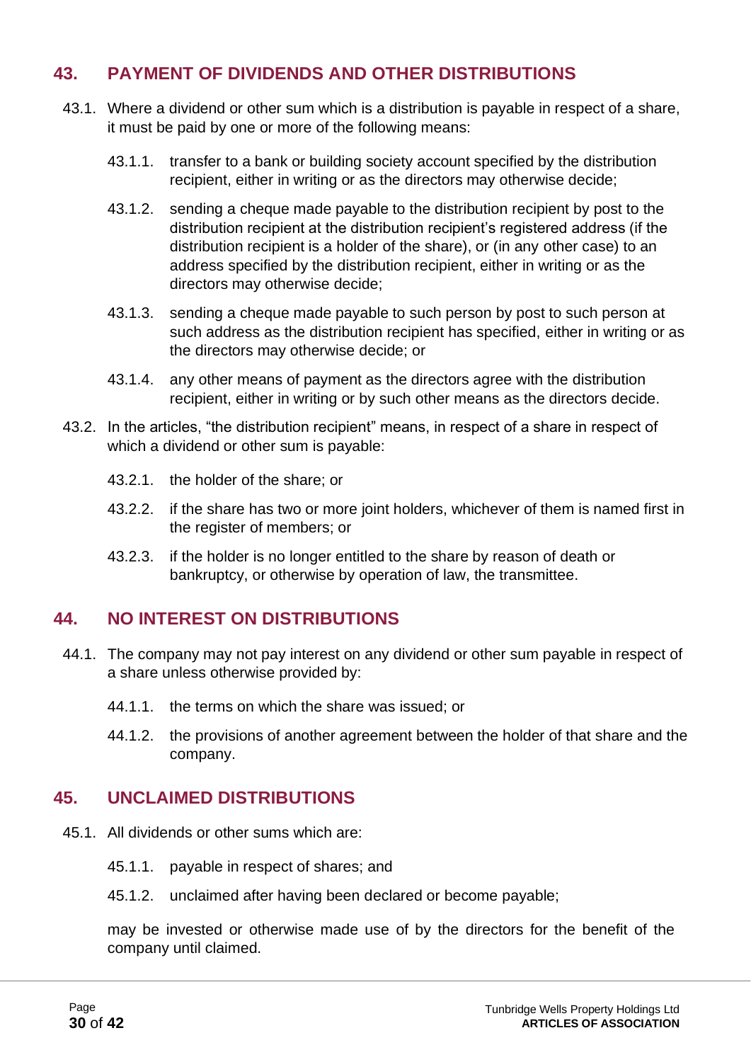## 43. PAYMENT OF DIVIDENDS AND OTHER DISTRIBUTIONS

43.1. Where a dividend or other sum which is a distribution is payable in respect of a share, it must be paid by one or more of the following means:

43.1.1. transfer to a bank or building society account specified by the distribution recipient, either in writing or as the directors may otherwise decide;

43.1.2. sending a cheque made payable to the distribution recipient by post to the distribution recipient at the distribution recipient's registered address (if the distribution recipient is a holder of the share), or (in any other case) to an address specified by the distribution recipient, either in writing or as the directors may otherwise decide;

43.1.3. sending a cheque made payable to such person by post to such person at such address as the distribution recipient has specified, either in writing or as the directors may otherwise decide; or

43.1.4. any other means of payment as the directors agree with the distribution recipient, either in writing or by such other means as the directors decide.

43.2. In the articles, "the distribution recipient" means, in respect of a share in respect of which a dividend or other sum is payable:

43.2.1. the holder of the share; or

43.2.2. if the share has two or more joint holders, whichever of them is named first in the register of members; or

43.2.3. if the holder is no longer entitled to the share by reason of death or bankruptcy, or otherwise by operation of law, the transmittee.

## 44. NO INTEREST ON DISTRIBUTIONS

44.1. The company may not pay interest on any dividend or other sum payable in respect of a share unless otherwise provided by:

44.1.1. the terms on which the share was issued; or

44.1.2. the provisions of another agreement between the holder of that share and the company.

## 45. UNCLAIMED DISTRIBUTIONS

45.1. All dividends or other sums which are:

45.1.1. payable in respect of shares; and

45.1.2. unclaimed after having been declared or become payable;

may be invested or otherwise made use of by the directors for the benefit of the company until claimed.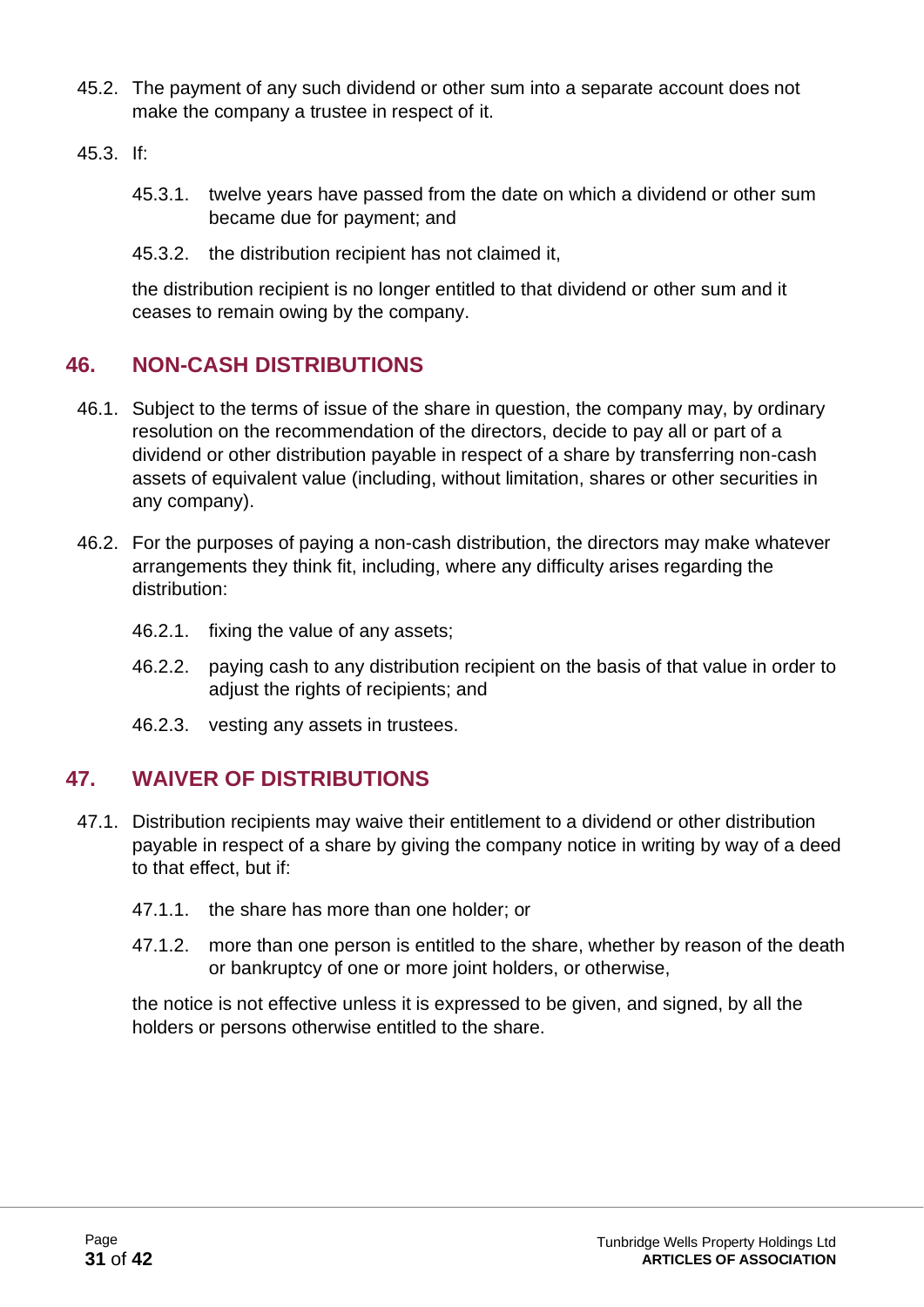45.2. The payment of any such dividend or other sum into a separate account does not make the company a trustee in respect of it.

45.3. If:

45.3.1. twelve years have passed from the date on which a dividend or other sum became due for payment; and

45.3.2. the distribution recipient has not claimed it,

the distribution recipient is no longer entitled to that dividend or other sum and it ceases to remain owing by the company.

## 46. NON-CASH DISTRIBUTIONS

46.1. Subject to the terms of issue of the share in question, the company may, by ordinary resolution on the recommendation of the directors, decide to pay all or part of a dividend or other distribution payable in respect of a share by transferring non-cash assets of equivalent value (including, without limitation, shares or other securities in any company).

46.2. For the purposes of paying a non-cash distribution, the directors may make whatever arrangements they think fit, including, where any difficulty arises regarding the distribution:

46.2.1. fixing the value of any assets;

46.2.2. paying cash to any distribution recipient on the basis of that value in order to adjust the rights of recipients; and

46.2.3. vesting any assets in trustees.

## 47. WAIVER OF DISTRIBUTIONS

47.1. Distribution recipients may waive their entitlement to a dividend or other distribution payable in respect of a share by giving the company notice in writing by way of a deed to that effect, but if:

47.1.1. the share has more than one holder; or

47.1.2. more than one person is entitled to the share, whether by reason of the death or bankruptcy of one or more joint holders, or otherwise,

the notice is not effective unless it is expressed to be given, and signed, by all the holders or persons otherwise entitled to the share.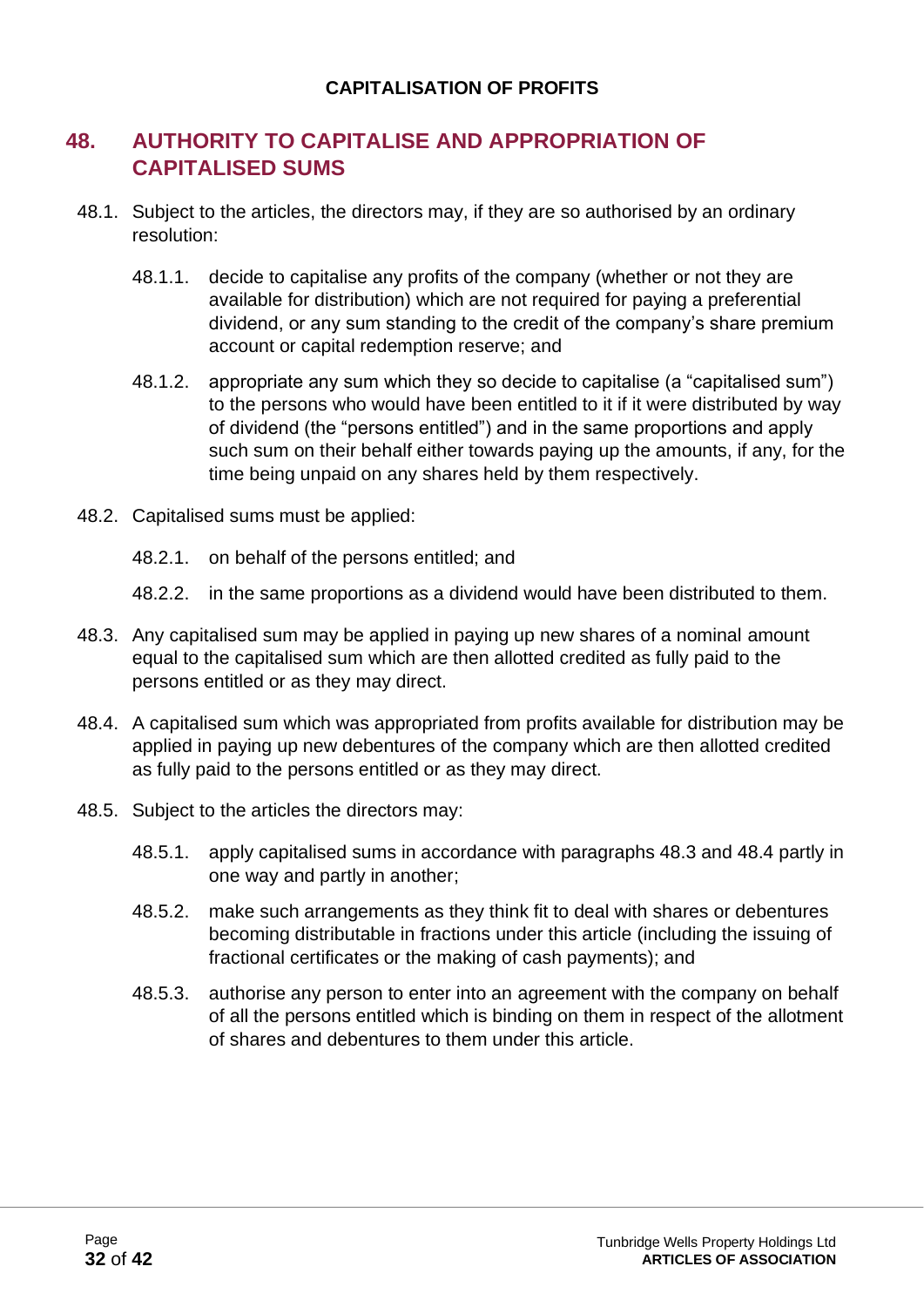**CAPITALISATION OF PROFITS**

## 48. AUTHORITY TO CAPITALISE AND APPROPRIATION OF CAPITALISED SUMS

48.1. Subject to the articles, the directors may, if they are so authorised by an ordinary resolution:

48.1.1. decide to capitalise any profits of the company (whether or not they are available for distribution) which are not required for paying a preferential dividend, or any sum standing to the credit of the company's share premium account or capital redemption reserve; and

48.1.2. appropriate any sum which they so decide to capitalise (a "capitalised sum") to the persons who would have been entitled to it if it were distributed by way of dividend (the "persons entitled") and in the same proportions and apply such sum on their behalf either towards paying up the amounts, if any, for the time being unpaid on any shares held by them respectively.

48.2. Capitalised sums must be applied:

48.2.1. on behalf of the persons entitled; and

48.2.2. in the same proportions as a dividend would have been distributed to them.

48.3. Any capitalised sum may be applied in paying up new shares of a nominal amount equal to the capitalised sum which are then allotted credited as fully paid to the persons entitled or as they may direct.

48.4. A capitalised sum which was appropriated from profits available for distribution may be applied in paying up new debentures of the company which are then allotted credited as fully paid to the persons entitled or as they may direct.

48.5. Subject to the articles the directors may:

48.5.1. apply capitalised sums in accordance with paragraphs 48.3 and 48.4 partly in one way and partly in another;

48.5.2. make such arrangements as they think fit to deal with shares or debentures becoming distributable in fractions under this article (including the issuing of fractional certificates or the making of cash payments); and

48.5.3. authorise any person to enter into an agreement with the company on behalf of all the persons entitled which is binding on them in respect of the allotment of shares and debentures to them under this article.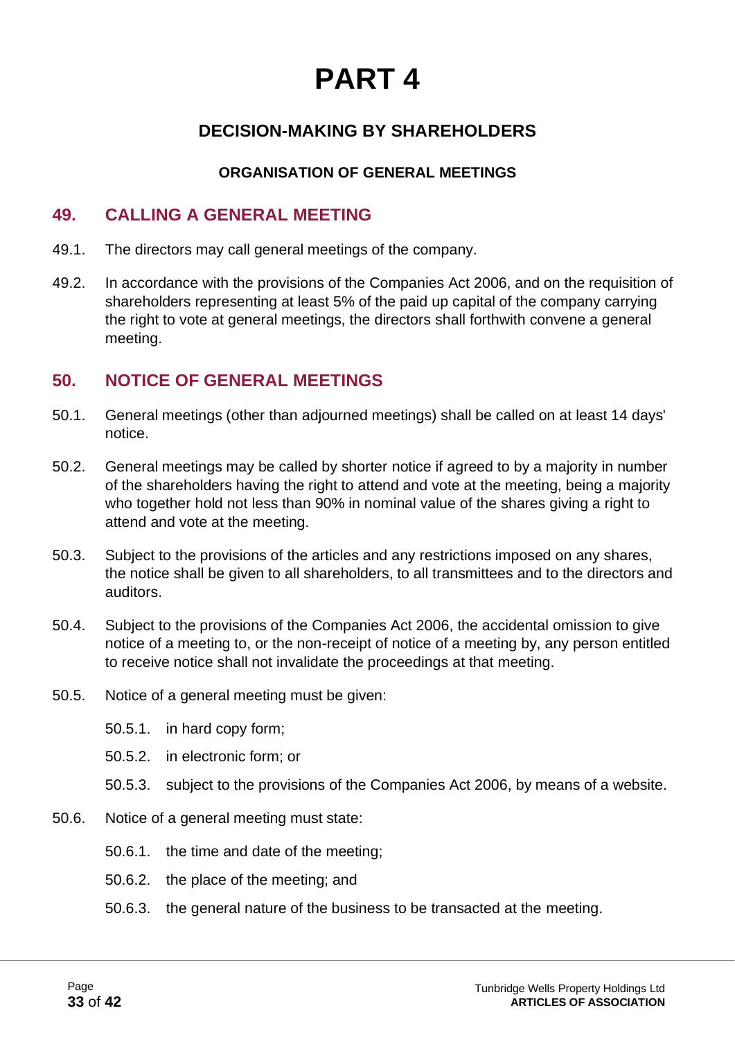# PART 4

## DECISION-MAKING BY SHAREHOLDERS

### ORGANISATION OF GENERAL MEETINGS

## 49. CALLING A GENERAL MEETING

49.1. The directors may call general meetings of the company.

49.2. In accordance with the provisions of the Companies Act 2006, and on the requisition of shareholders representing at least 5% of the paid up capital of the company carrying the right to vote at general meetings, the directors shall forthwith convene a general meeting.

## 50. NOTICE OF GENERAL MEETINGS

50.1. General meetings (other than adjourned meetings) shall be called on at least 14 days' notice.

50.2. General meetings may be called by shorter notice if agreed to by a majority in number of the shareholders having the right to attend and vote at the meeting, being a majority who together hold not less than 90% in nominal value of the shares giving a right to attend and vote at the meeting.

50.3. Subject to the provisions of the articles and any restrictions imposed on any shares, the notice shall be given to all shareholders, to all transmittees and to the directors and auditors.

50.4. Subject to the provisions of the Companies Act 2006, the accidental omission to give notice of a meeting to, or the non-receipt of notice of a meeting by, any person entitled to receive notice shall not invalidate the proceedings at that meeting.

50.5. Notice of a general meeting must be given:

- 50.5.1. in hard copy form;
- 50.5.2. in electronic form; or
- 50.5.3. subject to the provisions of the Companies Act 2006, by means of a website.

50.6. Notice of a general meeting must state:

- 50.6.1. the time and date of the meeting;
- 50.6.2. the place of the meeting; and
- 50.6.3. the general nature of the business to be transacted at the meeting.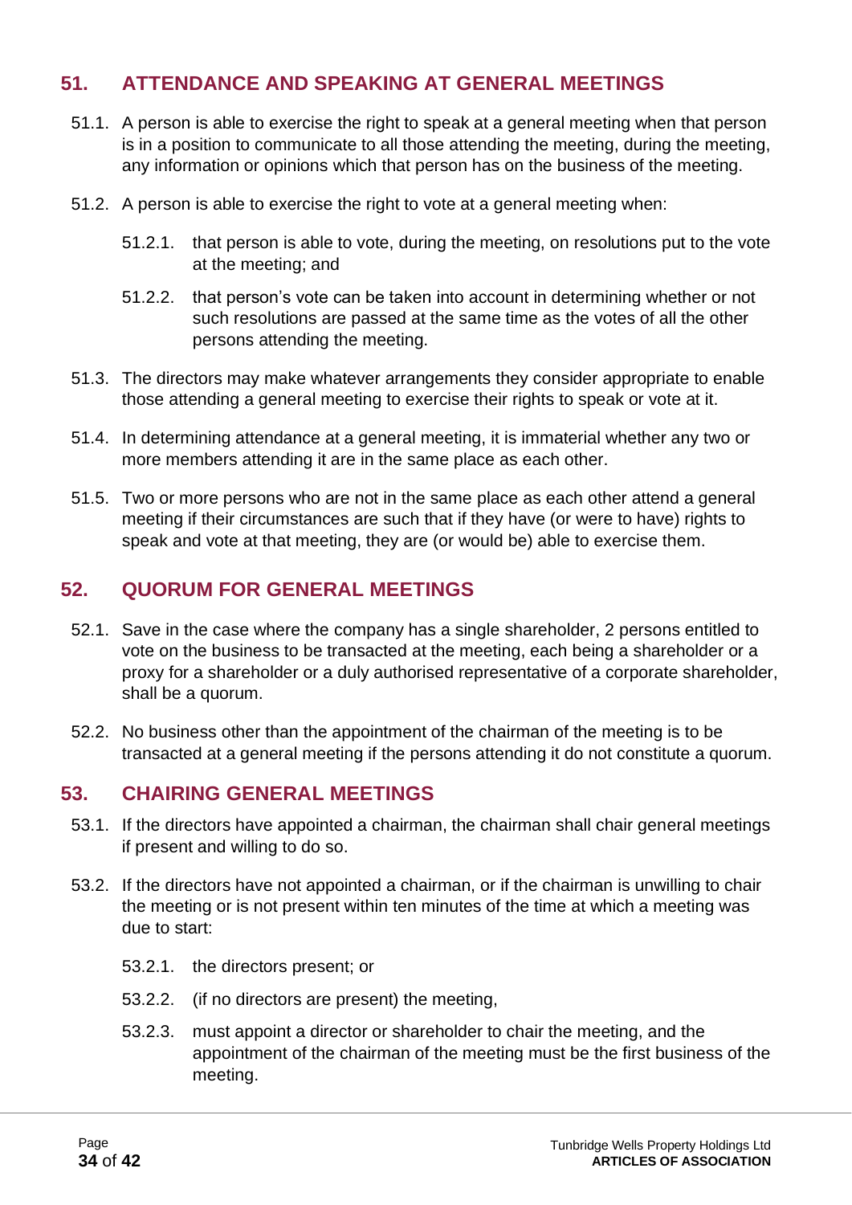## 51. ATTENDANCE AND SPEAKING AT GENERAL MEETINGS

51.1. A person is able to exercise the right to speak at a general meeting when that person is in a position to communicate to all those attending the meeting, during the meeting, any information or opinions which that person has on the business of the meeting.

51.2. A person is able to exercise the right to vote at a general meeting when:

51.2.1. that person is able to vote, during the meeting, on resolutions put to the vote at the meeting; and

51.2.2. that person's vote can be taken into account in determining whether or not such resolutions are passed at the same time as the votes of all the other persons attending the meeting.

51.3. The directors may make whatever arrangements they consider appropriate to enable those attending a general meeting to exercise their rights to speak or vote at it.

51.4. In determining attendance at a general meeting, it is immaterial whether any two or more members attending it are in the same place as each other.

51.5. Two or more persons who are not in the same place as each other attend a general meeting if their circumstances are such that if they have (or were to have) rights to speak and vote at that meeting, they are (or would be) able to exercise them.

## 52. QUORUM FOR GENERAL MEETINGS

52.1. Save in the case where the company has a single shareholder, 2 persons entitled to vote on the business to be transacted at the meeting, each being a shareholder or a proxy for a shareholder or a duly authorised representative of a corporate shareholder, shall be a quorum.

52.2. No business other than the appointment of the chairman of the meeting is to be transacted at a general meeting if the persons attending it do not constitute a quorum.

## 53. CHAIRING GENERAL MEETINGS

53.1. If the directors have appointed a chairman, the chairman shall chair general meetings if present and willing to do so.

53.2. If the directors have not appointed a chairman, or if the chairman is unwilling to chair the meeting or is not present within ten minutes of the time at which a meeting was due to start:

53.2.1. the directors present; or

53.2.2. (if no directors are present) the meeting,

53.2.3. must appoint a director or shareholder to chair the meeting, and the appointment of the chairman of the meeting must be the first business of the meeting.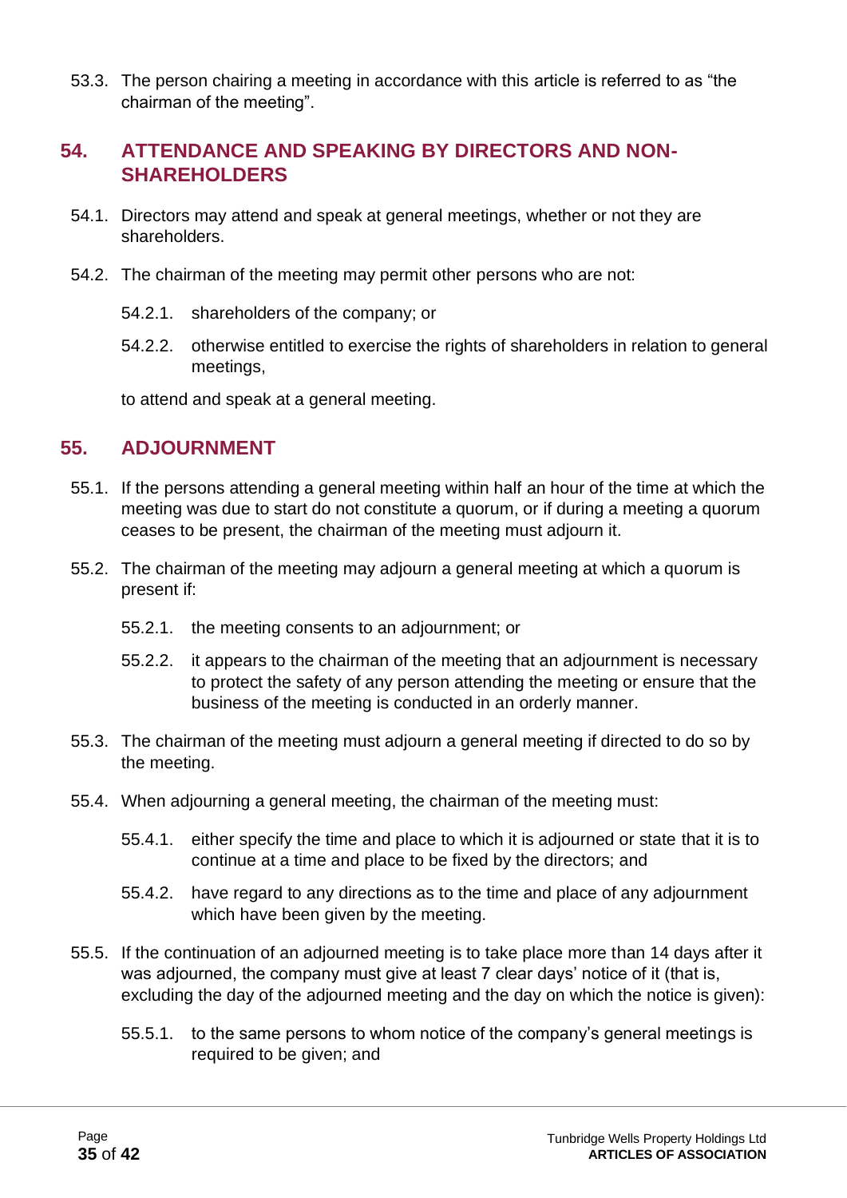53.3. The person chairing a meeting in accordance with this article is referred to as "the chairman of the meeting".

## 54. ATTENDANCE AND SPEAKING BY DIRECTORS AND NON-SHAREHOLDERS

54.1. Directors may attend and speak at general meetings, whether or not they are shareholders.

54.2. The chairman of the meeting may permit other persons who are not:

54.2.1. shareholders of the company; or

54.2.2. otherwise entitled to exercise the rights of shareholders in relation to general meetings,

to attend and speak at a general meeting.

## 55. ADJOURNMENT

55.1. If the persons attending a general meeting within half an hour of the time at which the meeting was due to start do not constitute a quorum, or if during a meeting a quorum ceases to be present, the chairman of the meeting must adjourn it.

55.2. The chairman of the meeting may adjourn a general meeting at which a quorum is present if:

55.2.1. the meeting consents to an adjournment; or

55.2.2. it appears to the chairman of the meeting that an adjournment is necessary to protect the safety of any person attending the meeting or ensure that the business of the meeting is conducted in an orderly manner.

55.3. The chairman of the meeting must adjourn a general meeting if directed to do so by the meeting.

55.4. When adjourning a general meeting, the chairman of the meeting must:

55.4.1. either specify the time and place to which it is adjourned or state that it is to continue at a time and place to be fixed by the directors; and

55.4.2. have regard to any directions as to the time and place of any adjournment which have been given by the meeting.

55.5. If the continuation of an adjourned meeting is to take place more than 14 days after it was adjourned, the company must give at least 7 clear days' notice of it (that is, excluding the day of the adjourned meeting and the day on which the notice is given):

55.5.1. to the same persons to whom notice of the company's general meetings is required to be given; and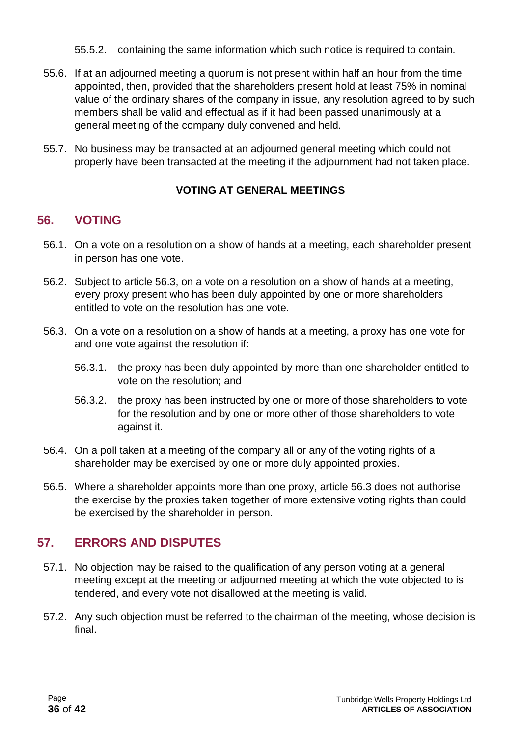55.5.2. containing the same information which such notice is required to contain.

55.6. If at an adjourned meeting a quorum is not present within half an hour from the time appointed, then, provided that the shareholders present hold at least 75% in nominal value of the ordinary shares of the company in issue, any resolution agreed to by such members shall be valid and effectual as if it had been passed unanimously at a general meeting of the company duly convened and held.

55.7. No business may be transacted at an adjourned general meeting which could not properly have been transacted at the meeting if the adjournment had not taken place.

**VOTING AT GENERAL MEETINGS**

## 56. VOTING

56.1. On a vote on a resolution on a show of hands at a meeting, each shareholder present in person has one vote.

56.2. Subject to article 56.3, on a vote on a resolution on a show of hands at a meeting, every proxy present who has been duly appointed by one or more shareholders entitled to vote on the resolution has one vote.

56.3. On a vote on a resolution on a show of hands at a meeting, a proxy has one vote for and one vote against the resolution if:

56.3.1. the proxy has been duly appointed by more than one shareholder entitled to vote on the resolution; and

56.3.2. the proxy has been instructed by one or more of those shareholders to vote for the resolution and by one or more other of those shareholders to vote against it.

56.4. On a poll taken at a meeting of the company all or any of the voting rights of a shareholder may be exercised by one or more duly appointed proxies.

56.5. Where a shareholder appoints more than one proxy, article 56.3 does not authorise the exercise by the proxies taken together of more extensive voting rights than could be exercised by the shareholder in person.

## 57. ERRORS AND DISPUTES

57.1. No objection may be raised to the qualification of any person voting at a general meeting except at the meeting or adjourned meeting at which the vote objected to is tendered, and every vote not disallowed at the meeting is valid.

57.2. Any such objection must be referred to the chairman of the meeting, whose decision is final.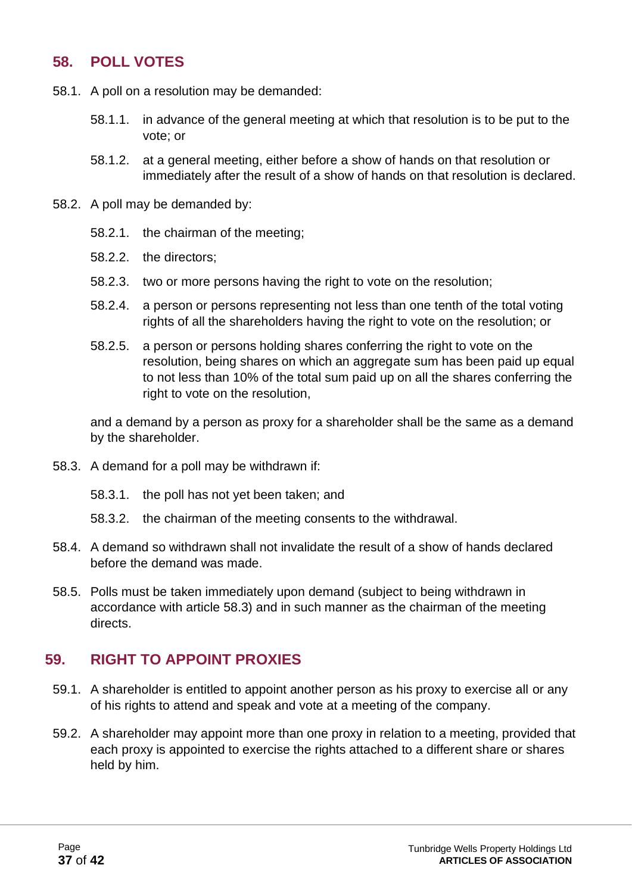## 58. POLL VOTES

58.1. A poll on a resolution may be demanded:

58.1.1. in advance of the general meeting at which that resolution is to be put to the vote; or

58.1.2. at a general meeting, either before a show of hands on that resolution or immediately after the result of a show of hands on that resolution is declared.

58.2. A poll may be demanded by:

58.2.1. the chairman of the meeting;

58.2.2. the directors;

58.2.3. two or more persons having the right to vote on the resolution;

58.2.4. a person or persons representing not less than one tenth of the total voting rights of all the shareholders having the right to vote on the resolution; or

58.2.5. a person or persons holding shares conferring the right to vote on the resolution, being shares on which an aggregate sum has been paid up equal to not less than 10% of the total sum paid up on all the shares conferring the right to vote on the resolution,

and a demand by a person as proxy for a shareholder shall be the same as a demand by the shareholder.

58.3. A demand for a poll may be withdrawn if:

58.3.1. the poll has not yet been taken; and

58.3.2. the chairman of the meeting consents to the withdrawal.

58.4. A demand so withdrawn shall not invalidate the result of a show of hands declared before the demand was made.

58.5. Polls must be taken immediately upon demand (subject to being withdrawn in accordance with article 58.3) and in such manner as the chairman of the meeting directs.

## 59. RIGHT TO APPOINT PROXIES

59.1. A shareholder is entitled to appoint another person as his proxy to exercise all or any of his rights to attend and speak and vote at a meeting of the company.

59.2. A shareholder may appoint more than one proxy in relation to a meeting, provided that each proxy is appointed to exercise the rights attached to a different share or shares held by him.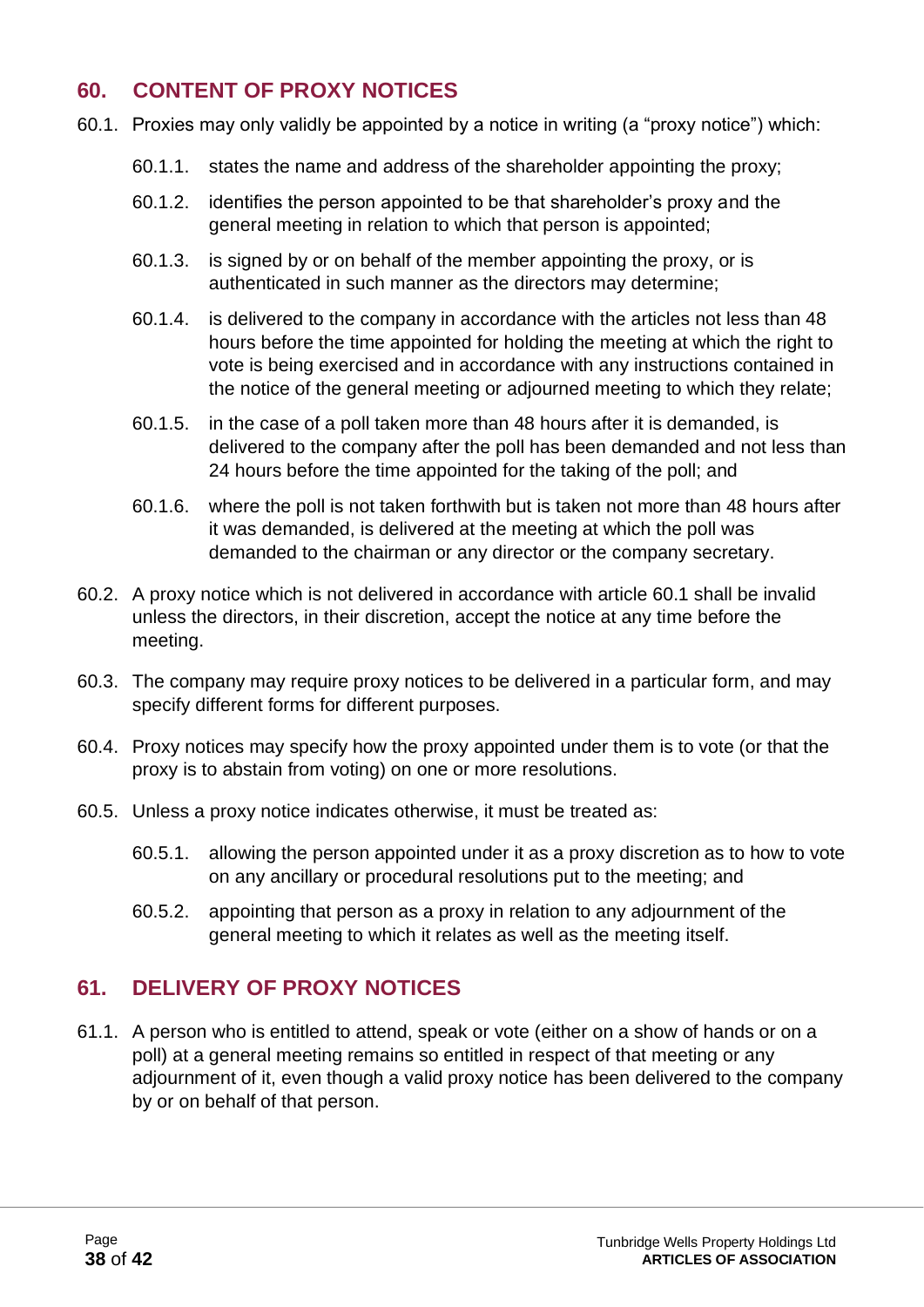## 60. CONTENT OF PROXY NOTICES

60.1. Proxies may only validly be appointed by a notice in writing (a "proxy notice") which:

60.1.1. states the name and address of the shareholder appointing the proxy;

60.1.2. identifies the person appointed to be that shareholder's proxy and the general meeting in relation to which that person is appointed;

60.1.3. is signed by or on behalf of the member appointing the proxy, or is authenticated in such manner as the directors may determine;

60.1.4. is delivered to the company in accordance with the articles not less than 48 hours before the time appointed for holding the meeting at which the right to vote is being exercised and in accordance with any instructions contained in the notice of the general meeting or adjourned meeting to which they relate;

60.1.5. in the case of a poll taken more than 48 hours after it is demanded, is delivered to the company after the poll has been demanded and not less than 24 hours before the time appointed for the taking of the poll; and

60.1.6. where the poll is not taken forthwith but is taken not more than 48 hours after it was demanded, is delivered at the meeting at which the poll was demanded to the chairman or any director or the company secretary.

60.2. A proxy notice which is not delivered in accordance with article 60.1 shall be invalid unless the directors, in their discretion, accept the notice at any time before the meeting.

60.3. The company may require proxy notices to be delivered in a particular form, and may specify different forms for different purposes.

60.4. Proxy notices may specify how the proxy appointed under them is to vote (or that the proxy is to abstain from voting) on one or more resolutions.

60.5. Unless a proxy notice indicates otherwise, it must be treated as:

60.5.1. allowing the person appointed under it as a proxy discretion as to how to vote on any ancillary or procedural resolutions put to the meeting; and

60.5.2. appointing that person as a proxy in relation to any adjournment of the general meeting to which it relates as well as the meeting itself.

## 61. DELIVERY OF PROXY NOTICES

61.1. A person who is entitled to attend, speak or vote (either on a show of hands or on a poll) at a general meeting remains so entitled in respect of that meeting or any adjournment of it, even though a valid proxy notice has been delivered to the company by or on behalf of that person.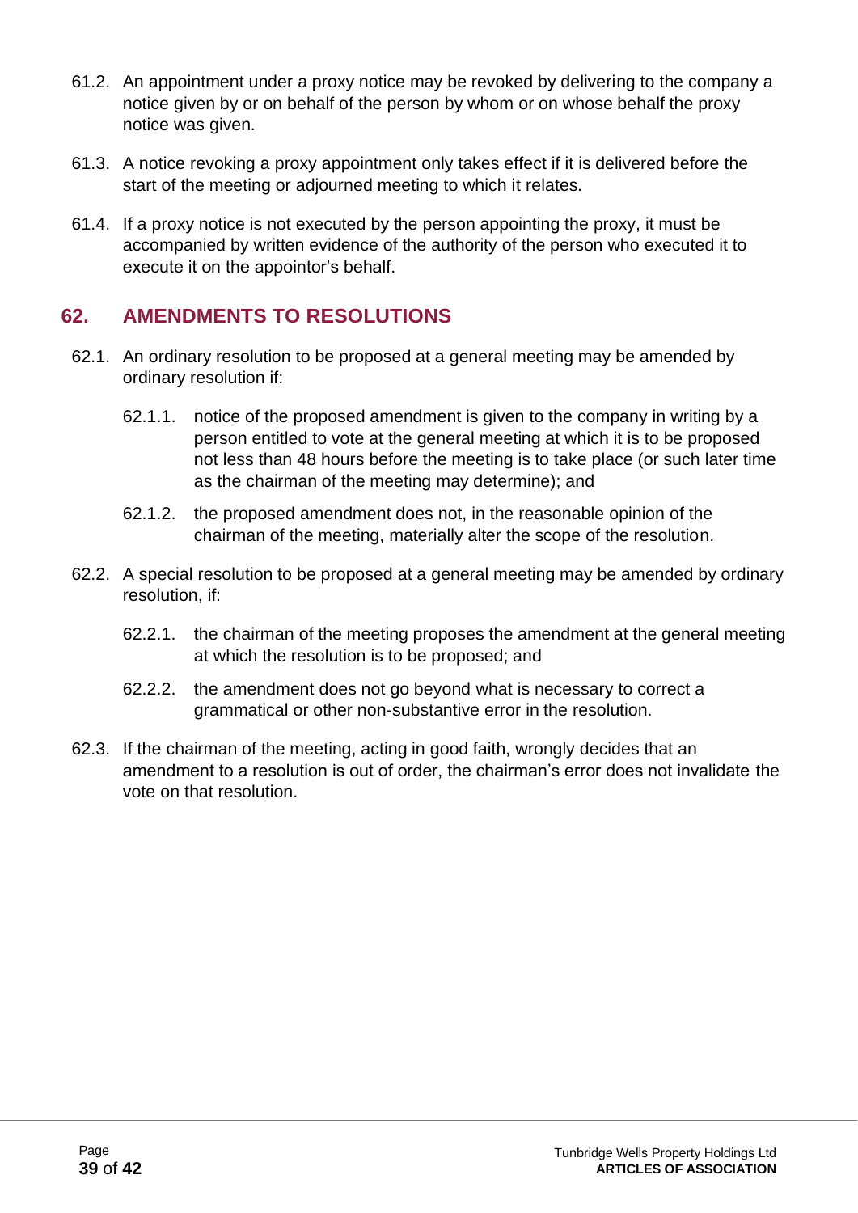61.2. An appointment under a proxy notice may be revoked by delivering to the company a notice given by or on behalf of the person by whom or on whose behalf the proxy notice was given.

61.3. A notice revoking a proxy appointment only takes effect if it is delivered before the start of the meeting or adjourned meeting to which it relates.

61.4. If a proxy notice is not executed by the person appointing the proxy, it must be accompanied by written evidence of the authority of the person who executed it to execute it on the appointor's behalf.

## 62. AMENDMENTS TO RESOLUTIONS

62.1. An ordinary resolution to be proposed at a general meeting may be amended by ordinary resolution if:

62.1.1. notice of the proposed amendment is given to the company in writing by a person entitled to vote at the general meeting at which it is to be proposed not less than 48 hours before the meeting is to take place (or such later time as the chairman of the meeting may determine); and

62.1.2. the proposed amendment does not, in the reasonable opinion of the chairman of the meeting, materially alter the scope of the resolution.

62.2. A special resolution to be proposed at a general meeting may be amended by ordinary resolution, if:

62.2.1. the chairman of the meeting proposes the amendment at the general meeting at which the resolution is to be proposed; and

62.2.2. the amendment does not go beyond what is necessary to correct a grammatical or other non-substantive error in the resolution.

62.3. If the chairman of the meeting, acting in good faith, wrongly decides that an amendment to a resolution is out of order, the chairman's error does not invalidate the vote on that resolution.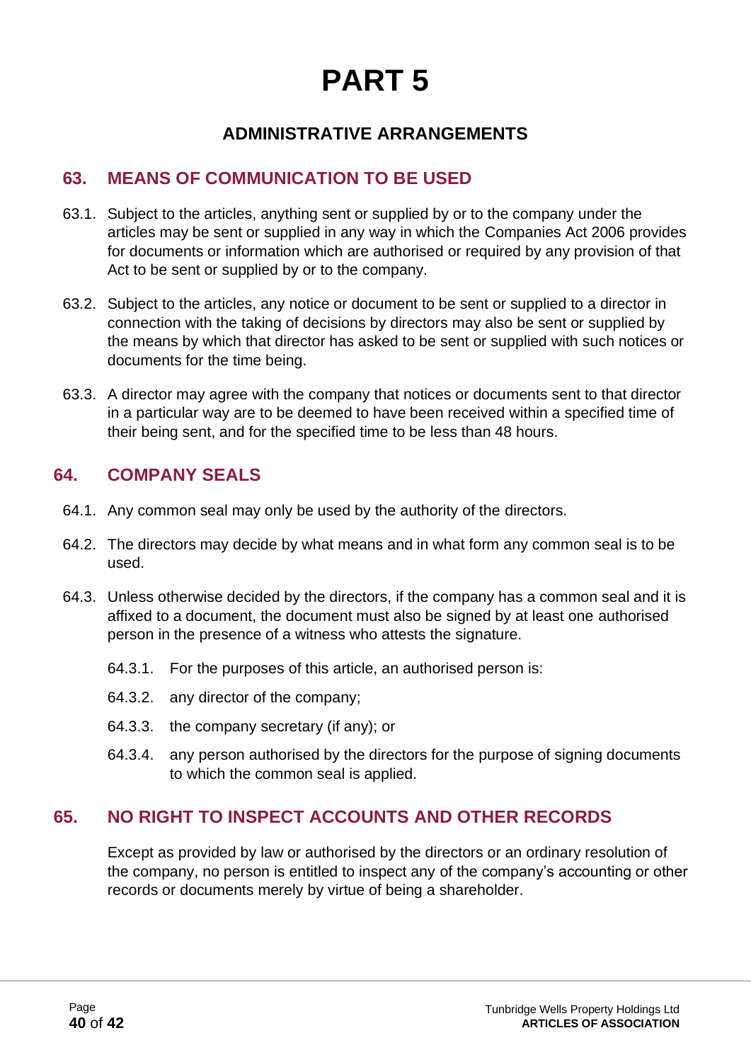# PART 5

## ADMINISTRATIVE ARRANGEMENTS

## 63. MEANS OF COMMUNICATION TO BE USED

63.1. Subject to the articles, anything sent or supplied by or to the company under the articles may be sent or supplied in any way in which the Companies Act 2006 provides for documents or information which are authorised or required by any provision of that Act to be sent or supplied by or to the company.

63.2. Subject to the articles, any notice or document to be sent or supplied to a director in connection with the taking of decisions by directors may also be sent or supplied by the means by which that director has asked to be sent or supplied with such notices or documents for the time being.

63.3. A director may agree with the company that notices or documents sent to that director in a particular way are to be deemed to have been received within a specified time of their being sent, and for the specified time to be less than 48 hours.

## 64. COMPANY SEALS

64.1. Any common seal may only be used by the authority of the directors.

64.2. The directors may decide by what means and in what form any common seal is to be used.

64.3. Unless otherwise decided by the directors, if the company has a common seal and it is affixed to a document, the document must also be signed by at least one authorised person in the presence of a witness who attests the signature.

64.3.1. For the purposes of this article, an authorised person is:

64.3.2. any director of the company;

64.3.3. the company secretary (if any); or

64.3.4. any person authorised by the directors for the purpose of signing documents to which the common seal is applied.

## 65. NO RIGHT TO INSPECT ACCOUNTS AND OTHER RECORDS

Except as provided by law or authorised by the directors or an ordinary resolution of the company, no person is entitled to inspect any of the company's accounting or other records or documents merely by virtue of being a shareholder.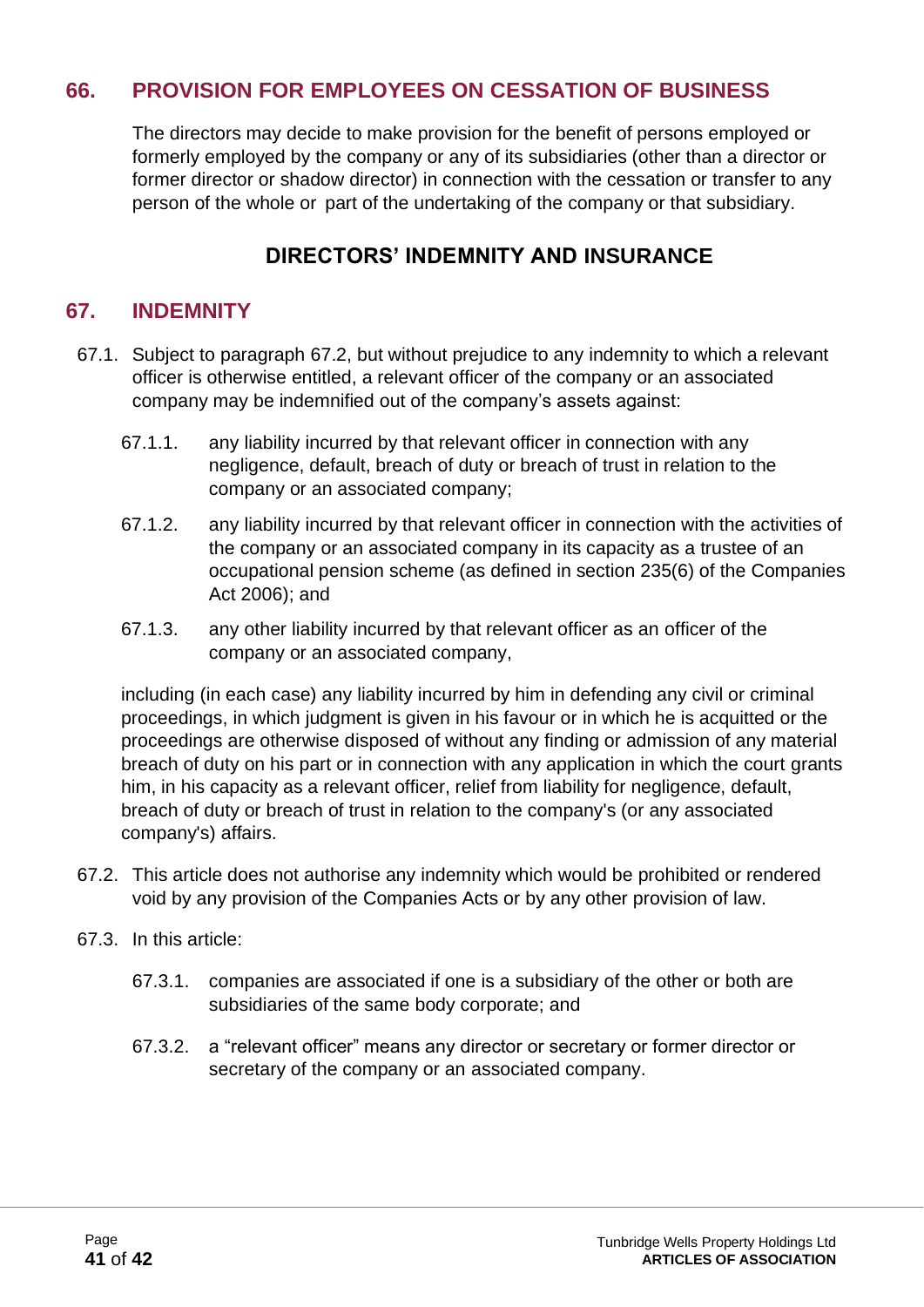## 66. PROVISION FOR EMPLOYEES ON CESSATION OF BUSINESS

The directors may decide to make provision for the benefit of persons employed or formerly employed by the company or any of its subsidiaries (other than a director or former director or shadow director) in connection with the cessation or transfer to any person of the whole or part of the undertaking of the company or that subsidiary.

# DIRECTORS' INDEMNITY AND INSURANCE

## 67. INDEMNITY

67.1. Subject to paragraph 67.2, but without prejudice to any indemnity to which a relevant officer is otherwise entitled, a relevant officer of the company or an associated company may be indemnified out of the company's assets against:

67.1.1. any liability incurred by that relevant officer in connection with any negligence, default, breach of duty or breach of trust in relation to the company or an associated company;

67.1.2. any liability incurred by that relevant officer in connection with the activities of the company or an associated company in its capacity as a trustee of an occupational pension scheme (as defined in section 235(6) of the Companies Act 2006); and

67.1.3. any other liability incurred by that relevant officer as an officer of the company or an associated company,

including (in each case) any liability incurred by him in defending any civil or criminal proceedings, in which judgment is given in his favour or in which he is acquitted or the proceedings are otherwise disposed of without any finding or admission of any material breach of duty on his part or in connection with any application in which the court grants him, in his capacity as a relevant officer, relief from liability for negligence, default, breach of duty or breach of trust in relation to the company's (or any associated company's) affairs.

67.2. This article does not authorise any indemnity which would be prohibited or rendered void by any provision of the Companies Acts or by any other provision of law.

67.3. In this article:

67.3.1. companies are associated if one is a subsidiary of the other or both are subsidiaries of the same body corporate; and

67.3.2. a "relevant officer" means any director or secretary or former director or secretary of the company or an associated company.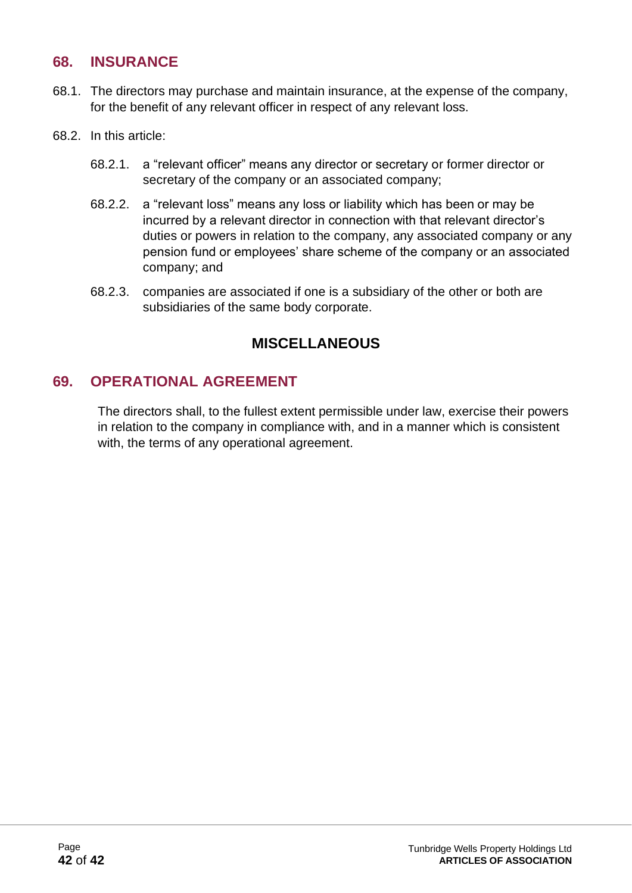## 68. INSURANCE

68.1. The directors may purchase and maintain insurance, at the expense of the company, for the benefit of any relevant officer in respect of any relevant loss.

68.2. In this article:

68.2.1. a "relevant officer" means any director or secretary or former director or secretary of the company or an associated company;

68.2.2. a "relevant loss" means any loss or liability which has been or may be incurred by a relevant director in connection with that relevant director's duties or powers in relation to the company, any associated company or any pension fund or employees' share scheme of the company or an associated company; and

68.2.3. companies are associated if one is a subsidiary of the other or both are subsidiaries of the same body corporate.

# MISCELLANEOUS

## 69. OPERATIONAL AGREEMENT

The directors shall, to the fullest extent permissible under law, exercise their powers in relation to the company in compliance with, and in a manner which is consistent with, the terms of any operational agreement.